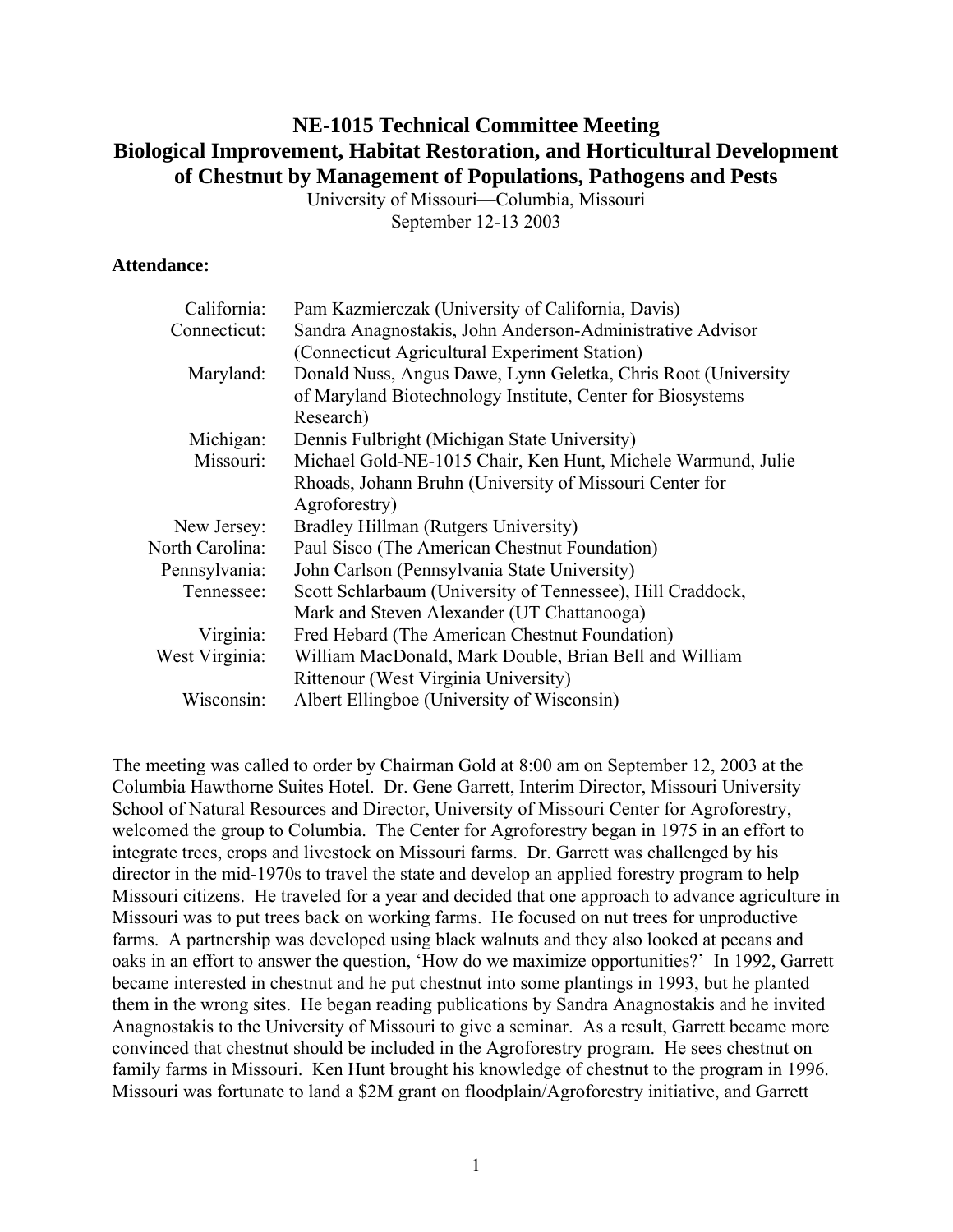# NE-1015 Technical Committee Meeting
# Biological Improvement, Habitat Restoration, and Horticultural Development of Chestnut by Management of Populations, Pathogens and Pests

University of Missouri—Columbia, Missouri
September 12-13 2003

**Attendance:**

| | |
|---|---|
| California: | Pam Kazmierczak (University of California, Davis) |
| Connecticut: | Sandra Anagnostakis, John Anderson-Administrative Advisor (Connecticut Agricultural Experiment Station) |
| Maryland: | Donald Nuss, Angus Dawe, Lynn Geletka, Chris Root (University of Maryland Biotechnology Institute, Center for Biosystems Research) |
| Michigan: | Dennis Fulbright (Michigan State University) |
| Missouri: | Michael Gold-NE-1015 Chair, Ken Hunt, Michele Warmund, Julie Rhoads, Johann Bruhn (University of Missouri Center for Agroforestry) |
| New Jersey: | Bradley Hillman (Rutgers University) |
| North Carolina: | Paul Sisco (The American Chestnut Foundation) |
| Pennsylvania: | John Carlson (Pennsylvania State University) |
| Tennessee: | Scott Schlarbaum (University of Tennessee), Hill Craddock, Mark and Steven Alexander (UT Chattanooga) |
| Virginia: | Fred Hebard (The American Chestnut Foundation) |
| West Virginia: | William MacDonald, Mark Double, Brian Bell and William Rittenour (West Virginia University) |
| Wisconsin: | Albert Ellingboe (University of Wisconsin) |

The meeting was called to order by Chairman Gold at 8:00 am on September 12, 2003 at the Columbia Hawthorne Suites Hotel. Dr. Gene Garrett, Interim Director, Missouri University School of Natural Resources and Director, University of Missouri Center for Agroforestry, welcomed the group to Columbia. The Center for Agroforestry began in 1975 in an effort to integrate trees, crops and livestock on Missouri farms. Dr. Garrett was challenged by his director in the mid-1970s to travel the state and develop an applied forestry program to help Missouri citizens. He traveled for a year and decided that one approach to advance agriculture in Missouri was to put trees back on working farms. He focused on nut trees for unproductive farms. A partnership was developed using black walnuts and they also looked at pecans and oaks in an effort to answer the question, 'How do we maximize opportunities?' In 1992, Garrett became interested in chestnut and he put chestnut into some plantings in 1993, but he planted them in the wrong sites. He began reading publications by Sandra Anagnostakis and he invited Anagnostakis to the University of Missouri to give a seminar. As a result, Garrett became more convinced that chestnut should be included in the Agroforestry program. He sees chestnut on family farms in Missouri. Ken Hunt brought his knowledge of chestnut to the program in 1996. Missouri was fortunate to land a $2M grant on floodplain/Agroforestry initiative, and Garrett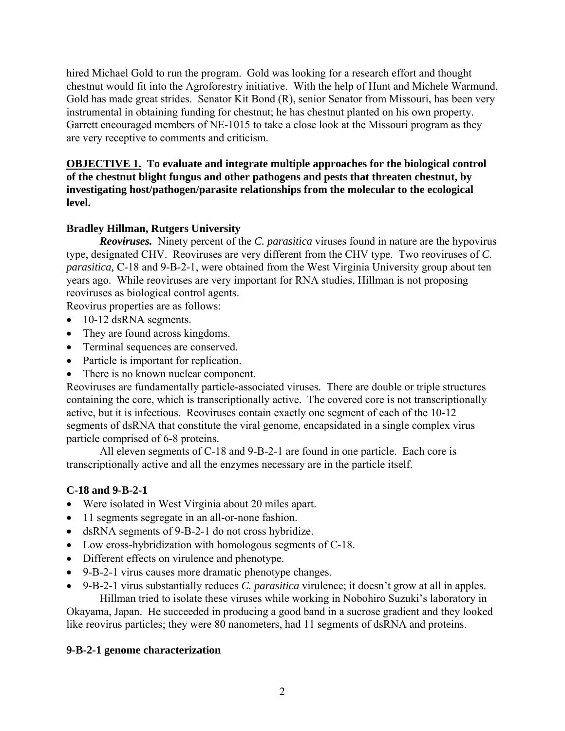hired Michael Gold to run the program. Gold was looking for a research effort and thought chestnut would fit into the Agroforestry initiative. With the help of Hunt and Michele Warmund, Gold has made great strides. Senator Kit Bond (R), senior Senator from Missouri, has been very instrumental in obtaining funding for chestnut; he has chestnut planted on his own property. Garrett encouraged members of NE-1015 to take a close look at the Missouri program as they are very receptive to comments and criticism.

**OBJECTIVE 1. To evaluate and integrate multiple approaches for the biological control of the chestnut blight fungus and other pathogens and pests that threaten chestnut, by investigating host/pathogen/parasite relationships from the molecular to the ecological level.**

### Bradley Hillman, Rutgers University

***Reoviruses.*** Ninety percent of the *C. parasitica* viruses found in nature are the hypovirus type, designated CHV. Reoviruses are very different from the CHV type. Two reoviruses of *C. parasitica*, C-18 and 9-B-2-1, were obtained from the West Virginia University group about ten years ago. While reoviruses are very important for RNA studies, Hillman is not proposing reoviruses as biological control agents.

Reovirus properties are as follows:

- 10-12 dsRNA segments.
- They are found across kingdoms.
- Terminal sequences are conserved.
- Particle is important for replication.
- There is no known nuclear component.

Reoviruses are fundamentally particle-associated viruses. There are double or triple structures containing the core, which is transcriptionally active. The covered core is not transcriptionally active, but it is infectious. Reoviruses contain exactly one segment of each of the 10-12 segments of dsRNA that constitute the viral genome, encapsidated in a single complex virus particle comprised of 6-8 proteins.

All eleven segments of C-18 and 9-B-2-1 are found in one particle. Each core is transcriptionally active and all the enzymes necessary are in the particle itself.

### C-18 and 9-B-2-1

- Were isolated in West Virginia about 20 miles apart.
- 11 segments segregate in an all-or-none fashion.
- dsRNA segments of 9-B-2-1 do not cross hybridize.
- Low cross-hybridization with homologous segments of C-18.
- Different effects on virulence and phenotype.
- 9-B-2-1 virus causes more dramatic phenotype changes.
- 9-B-2-1 virus substantially reduces *C. parasitica* virulence; it doesn't grow at all in apples.

Hillman tried to isolate these viruses while working in Nobohiro Suzuki's laboratory in Okayama, Japan. He succeeded in producing a good band in a sucrose gradient and they looked like reovirus particles; they were 80 nanometers, had 11 segments of dsRNA and proteins.

### 9-B-2-1 genome characterization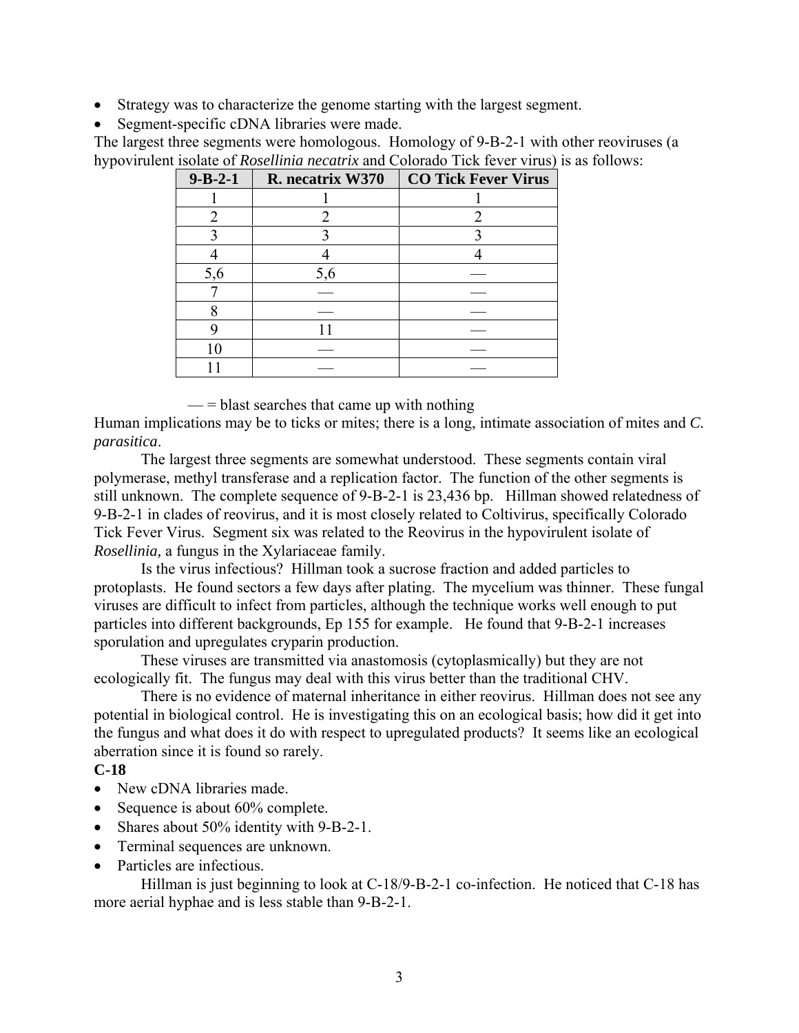- Strategy was to characterize the genome starting with the largest segment.
- Segment-specific cDNA libraries were made.

The largest three segments were homologous. Homology of 9-B-2-1 with other reoviruses (a hypovirulent isolate of *Rosellinia necatrix* and Colorado Tick fever virus) is as follows:

| 9-B-2-1 | R. necatrix W370 | CO Tick Fever Virus |
|---|---|---|
| 1 | 1 | 1 |
| 2 | 2 | 2 |
| 3 | 3 | 3 |
| 4 | 4 | 4 |
| 5,6 | 5,6 | — |
| 7 | — | — |
| 8 | — | — |
| 9 | 11 | — |
| 10 | — | — |
| 11 | — | — |

— = blast searches that came up with nothing

Human implications may be to ticks or mites; there is a long, intimate association of mites and *C. parasitica*.

The largest three segments are somewhat understood. These segments contain viral polymerase, methyl transferase and a replication factor. The function of the other segments is still unknown. The complete sequence of 9-B-2-1 is 23,436 bp. Hillman showed relatedness of 9-B-2-1 in clades of reovirus, and it is most closely related to Coltivirus, specifically Colorado Tick Fever Virus. Segment six was related to the Reovirus in the hypovirulent isolate of *Rosellinia,* a fungus in the Xylariaceae family.

Is the virus infectious? Hillman took a sucrose fraction and added particles to protoplasts. He found sectors a few days after plating. The mycelium was thinner. These fungal viruses are difficult to infect from particles, although the technique works well enough to put particles into different backgrounds, Ep 155 for example. He found that 9-B-2-1 increases sporulation and upregulates cryparin production.

These viruses are transmitted via anastomosis (cytoplasmically) but they are not ecologically fit. The fungus may deal with this virus better than the traditional CHV.

There is no evidence of maternal inheritance in either reovirus. Hillman does not see any potential in biological control. He is investigating this on an ecological basis; how did it get into the fungus and what does it do with respect to upregulated products? It seems like an ecological aberration since it is found so rarely.

**C-18**

- New cDNA libraries made.
- Sequence is about 60% complete.
- Shares about 50% identity with 9-B-2-1.
- Terminal sequences are unknown.
- Particles are infectious.

Hillman is just beginning to look at C-18/9-B-2-1 co-infection. He noticed that C-18 has more aerial hyphae and is less stable than 9-B-2-1.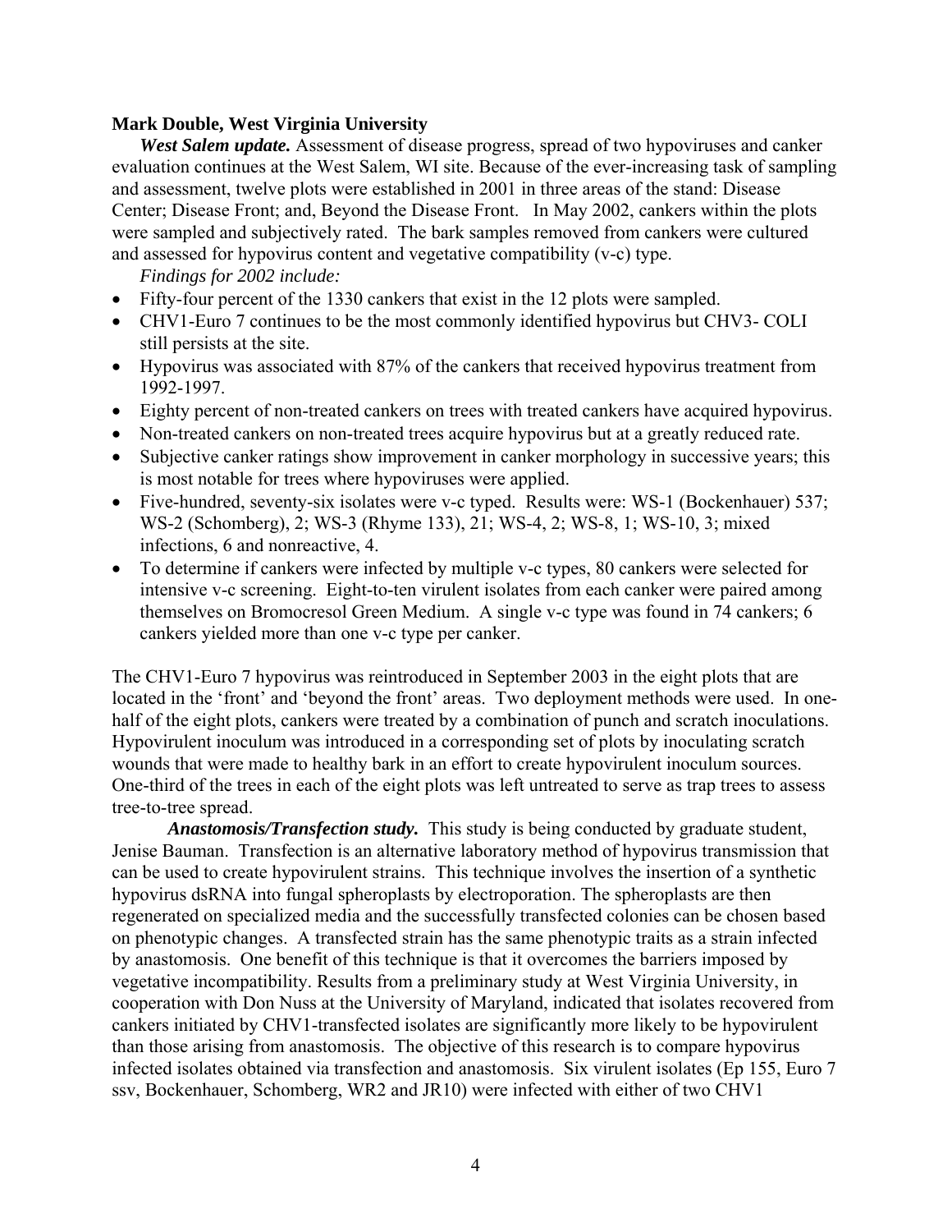**Mark Double, West Virginia University**

***West Salem update.*** Assessment of disease progress, spread of two hypoviruses and canker evaluation continues at the West Salem, WI site. Because of the ever-increasing task of sampling and assessment, twelve plots were established in 2001 in three areas of the stand: Disease Center; Disease Front; and, Beyond the Disease Front. In May 2002, cankers within the plots were sampled and subjectively rated. The bark samples removed from cankers were cultured and assessed for hypovirus content and vegetative compatibility (v-c) type.

*Findings for 2002 include:*

- Fifty-four percent of the 1330 cankers that exist in the 12 plots were sampled.
- CHV1-Euro 7 continues to be the most commonly identified hypovirus but CHV3- COLI still persists at the site.
- Hypovirus was associated with 87% of the cankers that received hypovirus treatment from 1992-1997.
- Eighty percent of non-treated cankers on trees with treated cankers have acquired hypovirus.
- Non-treated cankers on non-treated trees acquire hypovirus but at a greatly reduced rate.
- Subjective canker ratings show improvement in canker morphology in successive years; this is most notable for trees where hypoviruses were applied.
- Five-hundred, seventy-six isolates were v-c typed. Results were: WS-1 (Bockenhauer) 537; WS-2 (Schomberg), 2; WS-3 (Rhyme 133), 21; WS-4, 2; WS-8, 1; WS-10, 3; mixed infections, 6 and nonreactive, 4.
- To determine if cankers were infected by multiple v-c types, 80 cankers were selected for intensive v-c screening. Eight-to-ten virulent isolates from each canker were paired among themselves on Bromocresol Green Medium. A single v-c type was found in 74 cankers; 6 cankers yielded more than one v-c type per canker.

The CHV1-Euro 7 hypovirus was reintroduced in September 2003 in the eight plots that are located in the 'front' and 'beyond the front' areas. Two deployment methods were used. In one-half of the eight plots, cankers were treated by a combination of punch and scratch inoculations. Hypovirulent inoculum was introduced in a corresponding set of plots by inoculating scratch wounds that were made to healthy bark in an effort to create hypovirulent inoculum sources. One-third of the trees in each of the eight plots was left untreated to serve as trap trees to assess tree-to-tree spread.

***Anastomosis/Transfection study.*** This study is being conducted by graduate student, Jenise Bauman. Transfection is an alternative laboratory method of hypovirus transmission that can be used to create hypovirulent strains. This technique involves the insertion of a synthetic hypovirus dsRNA into fungal spheroplasts by electroporation. The spheroplasts are then regenerated on specialized media and the successfully transfected colonies can be chosen based on phenotypic changes. A transfected strain has the same phenotypic traits as a strain infected by anastomosis. One benefit of this technique is that it overcomes the barriers imposed by vegetative incompatibility. Results from a preliminary study at West Virginia University, in cooperation with Don Nuss at the University of Maryland, indicated that isolates recovered from cankers initiated by CHV1-transfected isolates are significantly more likely to be hypovirulent than those arising from anastomosis. The objective of this research is to compare hypovirus infected isolates obtained via transfection and anastomosis. Six virulent isolates (Ep 155, Euro 7 ssv, Bockenhauer, Schomberg, WR2 and JR10) were infected with either of two CHV1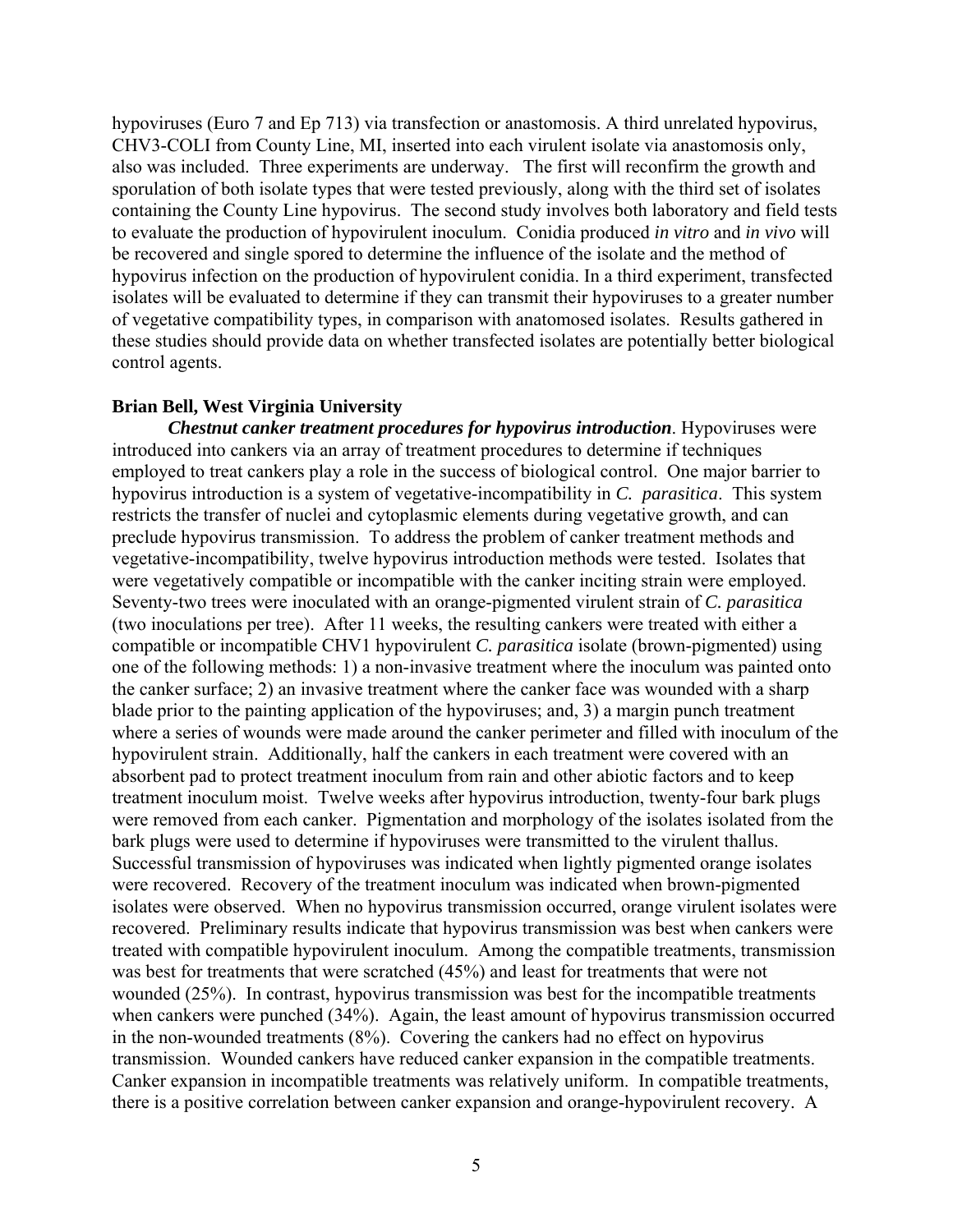hypoviruses (Euro 7 and Ep 713) via transfection or anastomosis. A third unrelated hypovirus, CHV3-COLI from County Line, MI, inserted into each virulent isolate via anastomosis only, also was included. Three experiments are underway. The first will reconfirm the growth and sporulation of both isolate types that were tested previously, along with the third set of isolates containing the County Line hypovirus. The second study involves both laboratory and field tests to evaluate the production of hypovirulent inoculum. Conidia produced *in vitro* and *in vivo* will be recovered and single spored to determine the influence of the isolate and the method of hypovirus infection on the production of hypovirulent conidia. In a third experiment, transfected isolates will be evaluated to determine if they can transmit their hypoviruses to a greater number of vegetative compatibility types, in comparison with anatomosed isolates. Results gathered in these studies should provide data on whether transfected isolates are potentially better biological control agents.

**Brian Bell, West Virginia University**

***Chestnut canker treatment procedures for hypovirus introduction***. Hypoviruses were introduced into cankers via an array of treatment procedures to determine if techniques employed to treat cankers play a role in the success of biological control. One major barrier to hypovirus introduction is a system of vegetative-incompatibility in *C. parasitica*. This system restricts the transfer of nuclei and cytoplasmic elements during vegetative growth, and can preclude hypovirus transmission. To address the problem of canker treatment methods and vegetative-incompatibility, twelve hypovirus introduction methods were tested. Isolates that were vegetatively compatible or incompatible with the canker inciting strain were employed. Seventy-two trees were inoculated with an orange-pigmented virulent strain of *C. parasitica* (two inoculations per tree). After 11 weeks, the resulting cankers were treated with either a compatible or incompatible CHV1 hypovirulent *C. parasitica* isolate (brown-pigmented) using one of the following methods: 1) a non-invasive treatment where the inoculum was painted onto the canker surface; 2) an invasive treatment where the canker face was wounded with a sharp blade prior to the painting application of the hypoviruses; and, 3) a margin punch treatment where a series of wounds were made around the canker perimeter and filled with inoculum of the hypovirulent strain. Additionally, half the cankers in each treatment were covered with an absorbent pad to protect treatment inoculum from rain and other abiotic factors and to keep treatment inoculum moist. Twelve weeks after hypovirus introduction, twenty-four bark plugs were removed from each canker. Pigmentation and morphology of the isolates isolated from the bark plugs were used to determine if hypoviruses were transmitted to the virulent thallus. Successful transmission of hypoviruses was indicated when lightly pigmented orange isolates were recovered. Recovery of the treatment inoculum was indicated when brown-pigmented isolates were observed. When no hypovirus transmission occurred, orange virulent isolates were recovered. Preliminary results indicate that hypovirus transmission was best when cankers were treated with compatible hypovirulent inoculum. Among the compatible treatments, transmission was best for treatments that were scratched (45%) and least for treatments that were not wounded (25%). In contrast, hypovirus transmission was best for the incompatible treatments when cankers were punched (34%). Again, the least amount of hypovirus transmission occurred in the non-wounded treatments (8%). Covering the cankers had no effect on hypovirus transmission. Wounded cankers have reduced canker expansion in the compatible treatments. Canker expansion in incompatible treatments was relatively uniform. In compatible treatments, there is a positive correlation between canker expansion and orange-hypovirulent recovery. A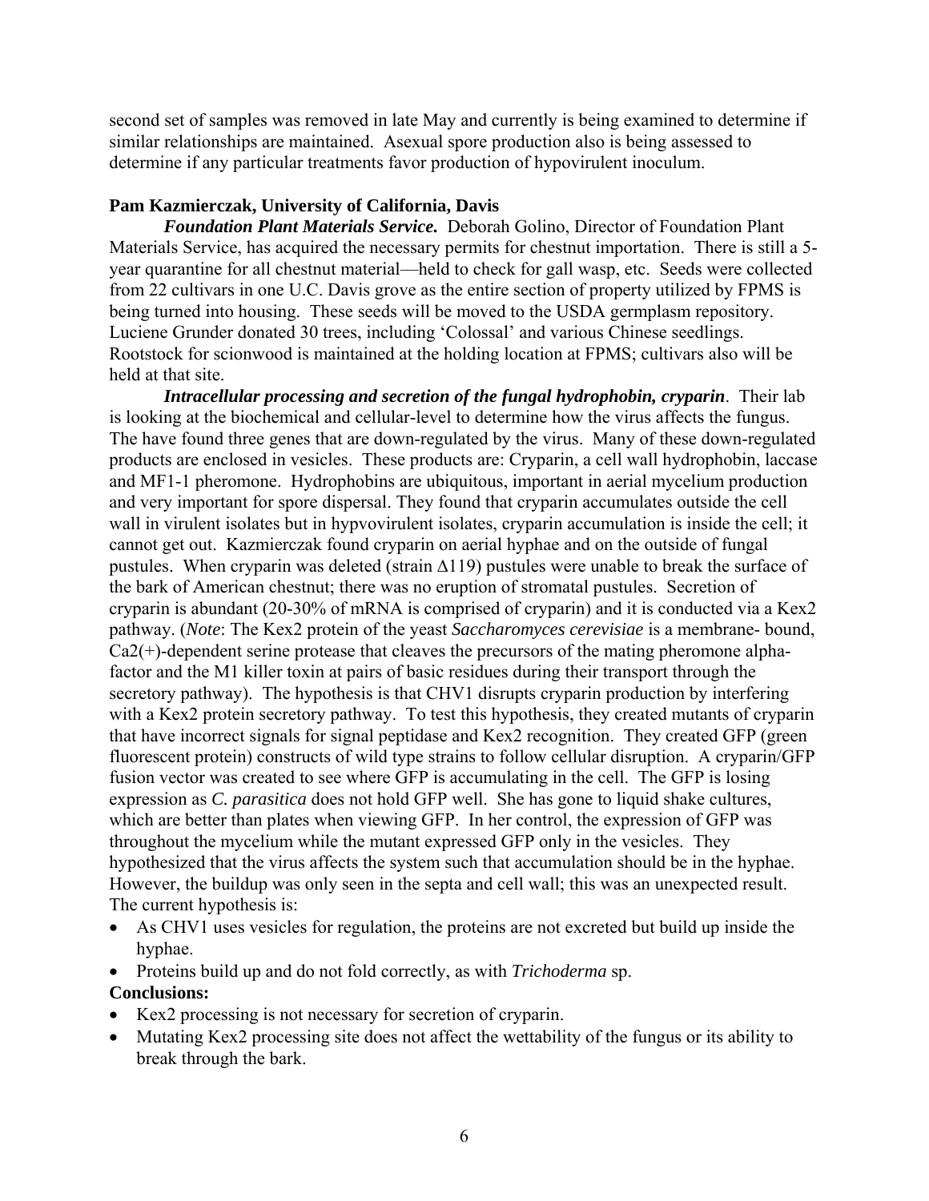second set of samples was removed in late May and currently is being examined to determine if similar relationships are maintained. Asexual spore production also is being assessed to determine if any particular treatments favor production of hypovirulent inoculum.

**Pam Kazmierczak, University of California, Davis**

***Foundation Plant Materials Service.*** Deborah Golino, Director of Foundation Plant Materials Service, has acquired the necessary permits for chestnut importation. There is still a 5-year quarantine for all chestnut material—held to check for gall wasp, etc. Seeds were collected from 22 cultivars in one U.C. Davis grove as the entire section of property utilized by FPMS is being turned into housing. These seeds will be moved to the USDA germplasm repository. Luciene Grunder donated 30 trees, including 'Colossal' and various Chinese seedlings. Rootstock for scionwood is maintained at the holding location at FPMS; cultivars also will be held at that site.

***Intracellular processing and secretion of the fungal hydrophobin, cryparin***. Their lab is looking at the biochemical and cellular-level to determine how the virus affects the fungus. The have found three genes that are down-regulated by the virus. Many of these down-regulated products are enclosed in vesicles. These products are: Cryparin, a cell wall hydrophobin, laccase and MF1-1 pheromone. Hydrophobins are ubiquitous, important in aerial mycelium production and very important for spore dispersal. They found that cryparin accumulates outside the cell wall in virulent isolates but in hypvovirulent isolates, cryparin accumulation is inside the cell; it cannot get out. Kazmierczak found cryparin on aerial hyphae and on the outside of fungal pustules. When cryparin was deleted (strain Δ119) pustules were unable to break the surface of the bark of American chestnut; there was no eruption of stromatal pustules. Secretion of cryparin is abundant (20-30% of mRNA is comprised of cryparin) and it is conducted via a Kex2 pathway. (*Note*: The Kex2 protein of the yeast *Saccharomyces cerevisiae* is a membrane- bound, Ca2(+)-dependent serine protease that cleaves the precursors of the mating pheromone alpha-factor and the M1 killer toxin at pairs of basic residues during their transport through the secretory pathway). The hypothesis is that CHV1 disrupts cryparin production by interfering with a Kex2 protein secretory pathway. To test this hypothesis, they created mutants of cryparin that have incorrect signals for signal peptidase and Kex2 recognition. They created GFP (green fluorescent protein) constructs of wild type strains to follow cellular disruption. A cryparin/GFP fusion vector was created to see where GFP is accumulating in the cell. The GFP is losing expression as *C. parasitica* does not hold GFP well. She has gone to liquid shake cultures, which are better than plates when viewing GFP. In her control, the expression of GFP was throughout the mycelium while the mutant expressed GFP only in the vesicles. They hypothesized that the virus affects the system such that accumulation should be in the hyphae. However, the buildup was only seen in the septa and cell wall; this was an unexpected result. The current hypothesis is:

- As CHV1 uses vesicles for regulation, the proteins are not excreted but build up inside the hyphae.
- Proteins build up and do not fold correctly, as with *Trichoderma* sp.

**Conclusions:**

- Kex2 processing is not necessary for secretion of cryparin.
- Mutating Kex2 processing site does not affect the wettability of the fungus or its ability to break through the bark.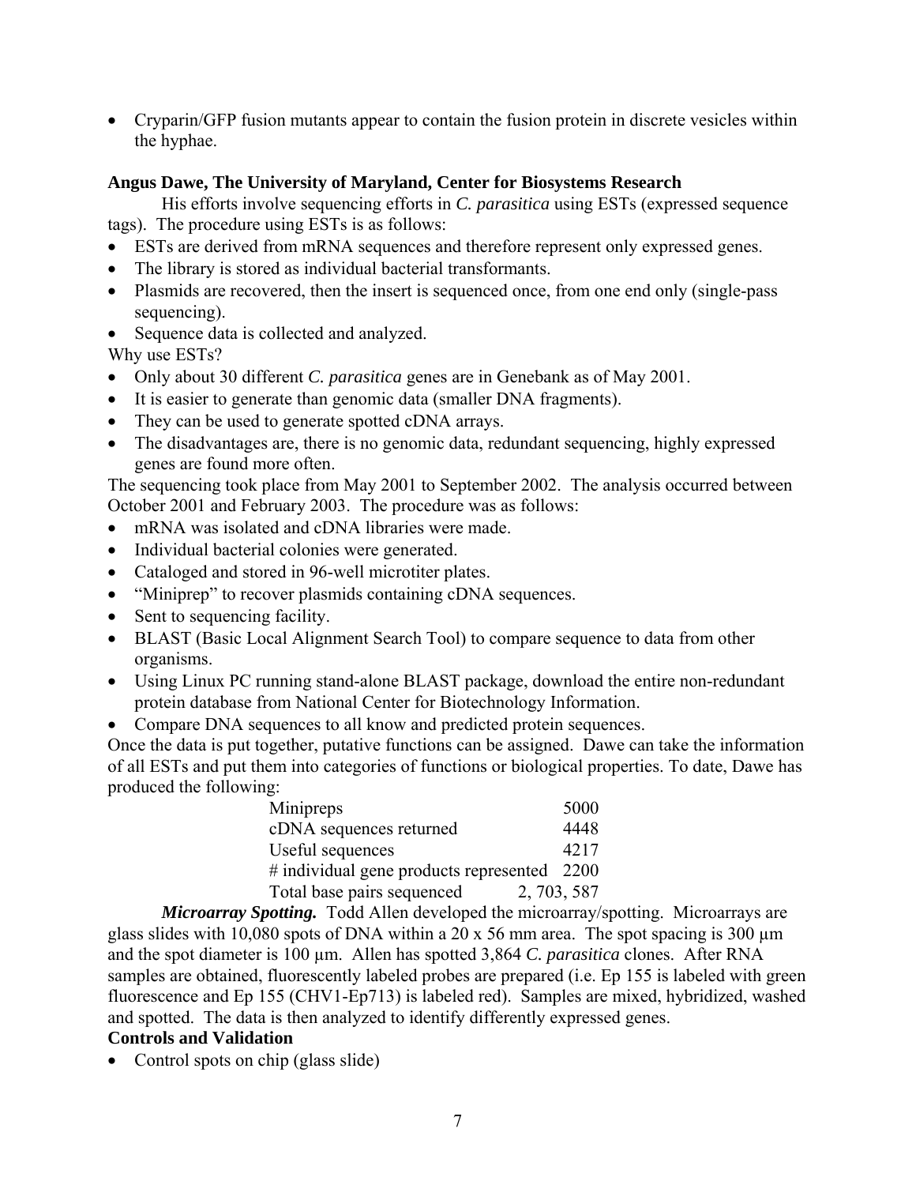- Cryparin/GFP fusion mutants appear to contain the fusion protein in discrete vesicles within the hyphae.

**Angus Dawe, The University of Maryland, Center for Biosystems Research**

His efforts involve sequencing efforts in *C. parasitica* using ESTs (expressed sequence tags). The procedure using ESTs is as follows:

- ESTs are derived from mRNA sequences and therefore represent only expressed genes.
- The library is stored as individual bacterial transformants.
- Plasmids are recovered, then the insert is sequenced once, from one end only (single-pass sequencing).
- Sequence data is collected and analyzed.

Why use ESTs?

- Only about 30 different *C. parasitica* genes are in Genebank as of May 2001.
- It is easier to generate than genomic data (smaller DNA fragments).
- They can be used to generate spotted cDNA arrays.
- The disadvantages are, there is no genomic data, redundant sequencing, highly expressed genes are found more often.

The sequencing took place from May 2001 to September 2002. The analysis occurred between October 2001 and February 2003. The procedure was as follows:

- mRNA was isolated and cDNA libraries were made.
- Individual bacterial colonies were generated.
- Cataloged and stored in 96-well microtiter plates.
- "Miniprep" to recover plasmids containing cDNA sequences.
- Sent to sequencing facility.
- BLAST (Basic Local Alignment Search Tool) to compare sequence to data from other organisms.
- Using Linux PC running stand-alone BLAST package, download the entire non-redundant protein database from National Center for Biotechnology Information.
- Compare DNA sequences to all know and predicted protein sequences.

Once the data is put together, putative functions can be assigned. Dawe can take the information of all ESTs and put them into categories of functions or biological properties. To date, Dawe has produced the following:

| | |
|---|---|
| Minipreps | 5000 |
| cDNA sequences returned | 4448 |
| Useful sequences | 4217 |
| # individual gene products represented | 2200 |
| Total base pairs sequenced | 2, 703, 587 |

***Microarray Spotting.*** Todd Allen developed the microarray/spotting. Microarrays are glass slides with 10,080 spots of DNA within a 20 x 56 mm area. The spot spacing is 300 µm and the spot diameter is 100 µm. Allen has spotted 3,864 *C. parasitica* clones. After RNA samples are obtained, fluorescently labeled probes are prepared (i.e. Ep 155 is labeled with green fluorescence and Ep 155 (CHV1-Ep713) is labeled red). Samples are mixed, hybridized, washed and spotted. The data is then analyzed to identify differently expressed genes.

**Controls and Validation**

- Control spots on chip (glass slide)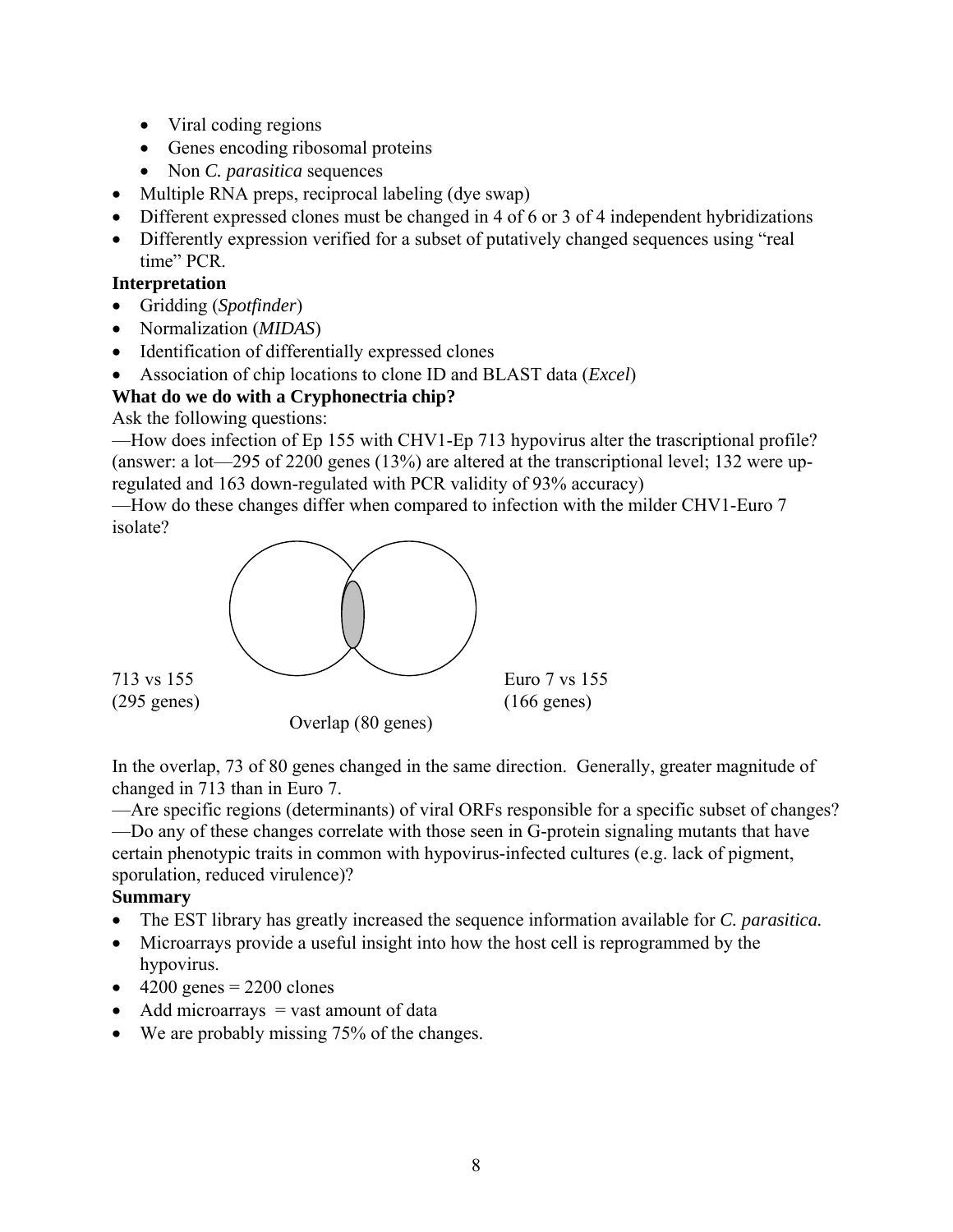- Viral coding regions
- Genes encoding ribosomal proteins
- Non *C. parasitica* sequences

- Multiple RNA preps, reciprocal labeling (dye swap)
- Different expressed clones must be changed in 4 of 6 or 3 of 4 independent hybridizations
- Differently expression verified for a subset of putatively changed sequences using "real time" PCR.

**Interpretation**

- Gridding (*Spotfinder*)
- Normalization (*MIDAS*)
- Identification of differentially expressed clones
- Association of chip locations to clone ID and BLAST data (*Excel*)

**What do we do with a Cryphonectria chip?**

Ask the following questions:

—How does infection of Ep 155 with CHV1-Ep 713 hypovirus alter the trascriptional profile? (answer: a lot—295 of 2200 genes (13%) are altered at the transcriptional level; 132 were up-regulated and 163 down-regulated with PCR validity of 93% accuracy)

—How do these changes differ when compared to infection with the milder CHV1-Euro 7 isolate?

713 vs 155 (295 genes)

Euro 7 vs 155 (166 genes)

Overlap (80 genes)

In the overlap, 73 of 80 genes changed in the same direction. Generally, greater magnitude of changed in 713 than in Euro 7.

—Are specific regions (determinants) of viral ORFs responsible for a specific subset of changes?

—Do any of these changes correlate with those seen in G-protein signaling mutants that have certain phenotypic traits in common with hypovirus-infected cultures (e.g. lack of pigment, sporulation, reduced virulence)?

**Summary**

- The EST library has greatly increased the sequence information available for *C. parasitica.*
- Microarrays provide a useful insight into how the host cell is reprogrammed by the hypovirus.
- 4200 genes = 2200 clones
- Add microarrays = vast amount of data
- We are probably missing 75% of the changes.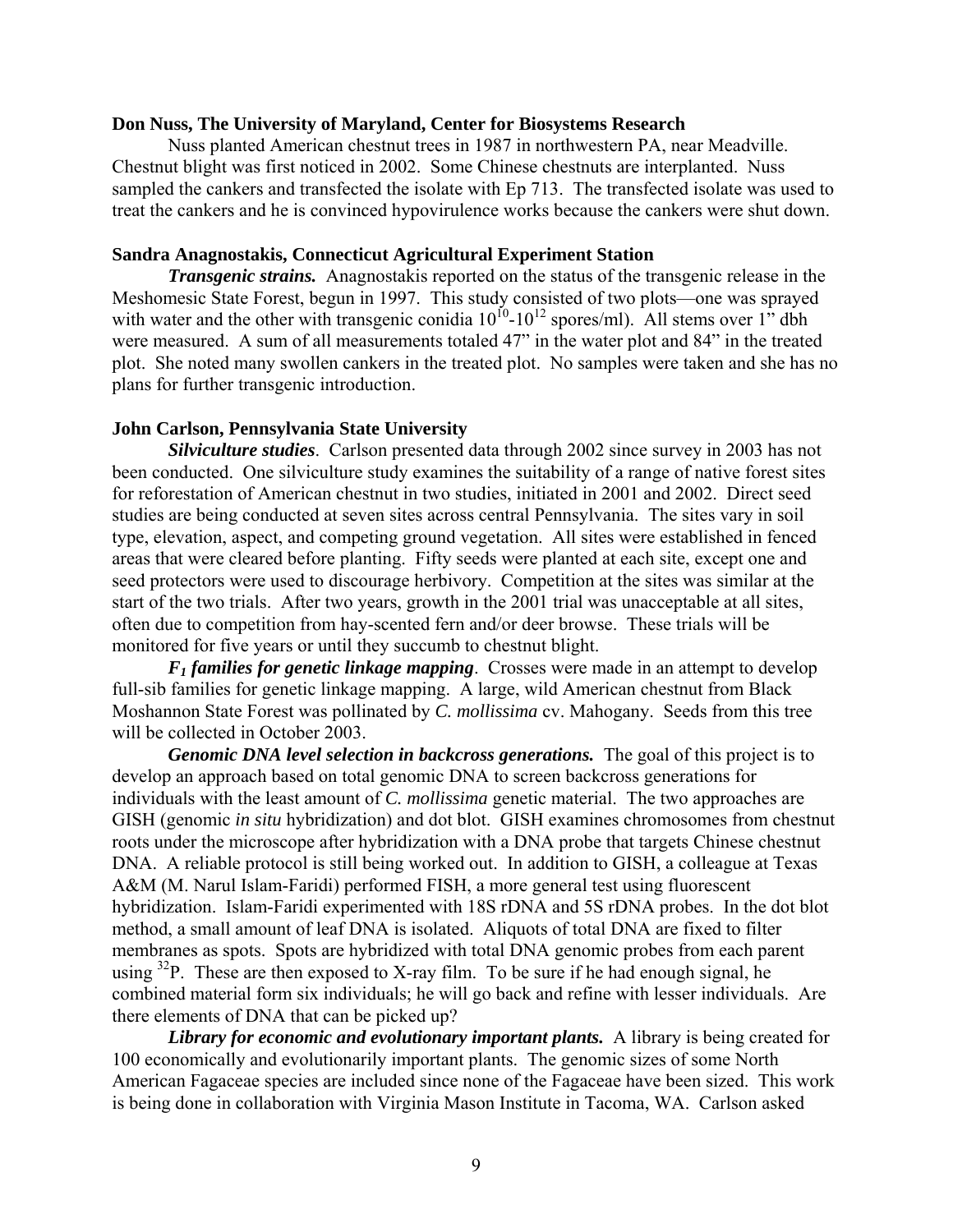**Don Nuss, The University of Maryland, Center for Biosystems Research**

Nuss planted American chestnut trees in 1987 in northwestern PA, near Meadville. Chestnut blight was first noticed in 2002. Some Chinese chestnuts are interplanted. Nuss sampled the cankers and transfected the isolate with Ep 713. The transfected isolate was used to treat the cankers and he is convinced hypovirulence works because the cankers were shut down.

**Sandra Anagnostakis, Connecticut Agricultural Experiment Station**

***Transgenic strains.*** Anagnostakis reported on the status of the transgenic release in the Meshomesic State Forest, begun in 1997. This study consisted of two plots—one was sprayed with water and the other with transgenic conidia $10^{10}$-$10^{12}$ spores/ml). All stems over 1" dbh were measured. A sum of all measurements totaled 47" in the water plot and 84" in the treated plot. She noted many swollen cankers in the treated plot. No samples were taken and she has no plans for further transgenic introduction.

**John Carlson, Pennsylvania State University**

***Silviculture studies***. Carlson presented data through 2002 since survey in 2003 has not been conducted. One silviculture study examines the suitability of a range of native forest sites for reforestation of American chestnut in two studies, initiated in 2001 and 2002. Direct seed studies are being conducted at seven sites across central Pennsylvania. The sites vary in soil type, elevation, aspect, and competing ground vegetation. All sites were established in fenced areas that were cleared before planting. Fifty seeds were planted at each site, except one and seed protectors were used to discourage herbivory. Competition at the sites was similar at the start of the two trials. After two years, growth in the 2001 trial was unacceptable at all sites, often due to competition from hay-scented fern and/or deer browse. These trials will be monitored for five years or until they succumb to chestnut blight.

***$F_1$ families for genetic linkage mapping***. Crosses were made in an attempt to develop full-sib families for genetic linkage mapping. A large, wild American chestnut from Black Moshannon State Forest was pollinated by *C. mollissima* cv. Mahogany. Seeds from this tree will be collected in October 2003.

***Genomic DNA level selection in backcross generations.*** The goal of this project is to develop an approach based on total genomic DNA to screen backcross generations for individuals with the least amount of *C. mollissima* genetic material. The two approaches are GISH (genomic *in situ* hybridization) and dot blot. GISH examines chromosomes from chestnut roots under the microscope after hybridization with a DNA probe that targets Chinese chestnut DNA. A reliable protocol is still being worked out. In addition to GISH, a colleague at Texas A&M (M. Narul Islam-Faridi) performed FISH, a more general test using fluorescent hybridization. Islam-Faridi experimented with 18S rDNA and 5S rDNA probes. In the dot blot method, a small amount of leaf DNA is isolated. Aliquots of total DNA are fixed to filter membranes as spots. Spots are hybridized with total DNA genomic probes from each parent using $^{32}P$. These are then exposed to X-ray film. To be sure if he had enough signal, he combined material form six individuals; he will go back and refine with lesser individuals. Are there elements of DNA that can be picked up?

***Library for economic and evolutionary important plants.*** A library is being created for 100 economically and evolutionarily important plants. The genomic sizes of some North American Fagaceae species are included since none of the Fagaceae have been sized. This work is being done in collaboration with Virginia Mason Institute in Tacoma, WA. Carlson asked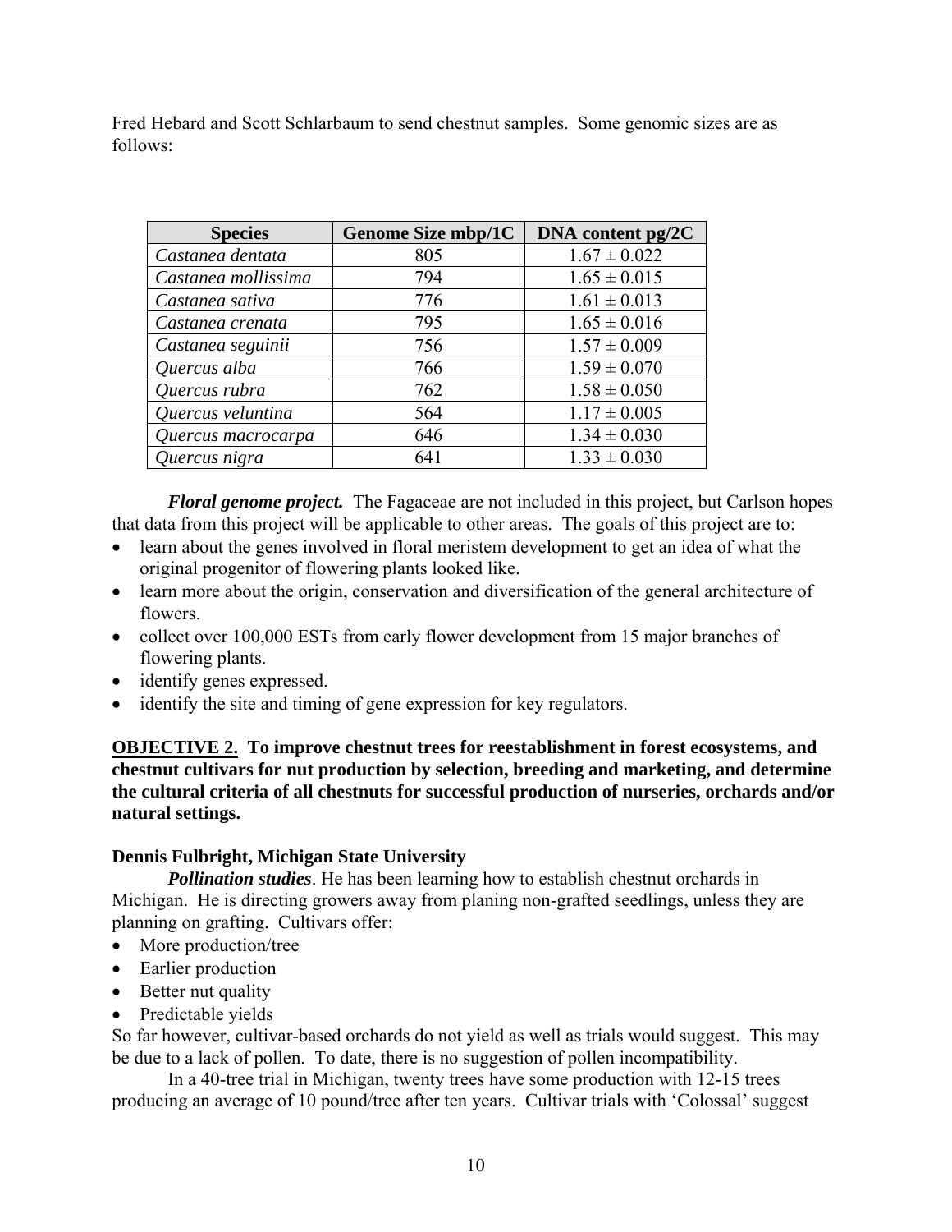Fred Hebard and Scott Schlarbaum to send chestnut samples. Some genomic sizes are as follows:

| Species | Genome Size mbp/1C | DNA content pg/2C |
|---|---|---|
| *Castanea dentata* | 805 | $1.67 \pm 0.022$ |
| *Castanea mollissima* | 794 | $1.65 \pm 0.015$ |
| *Castanea sativa* | 776 | $1.61 \pm 0.013$ |
| *Castanea crenata* | 795 | $1.65 \pm 0.016$ |
| *Castanea seguinii* | 756 | $1.57 \pm 0.009$ |
| *Quercus alba* | 766 | $1.59 \pm 0.070$ |
| *Quercus rubra* | 762 | $1.58 \pm 0.050$ |
| *Quercus veluntina* | 564 | $1.17 \pm 0.005$ |
| *Quercus macrocarpa* | 646 | $1.34 \pm 0.030$ |
| *Quercus nigra* | 641 | $1.33 \pm 0.030$ |

***Floral genome project.*** The Fagaceae are not included in this project, but Carlson hopes that data from this project will be applicable to other areas. The goals of this project are to:

- learn about the genes involved in floral meristem development to get an idea of what the original progenitor of flowering plants looked like.
- learn more about the origin, conservation and diversification of the general architecture of flowers.
- collect over 100,000 ESTs from early flower development from 15 major branches of flowering plants.
- identify genes expressed.
- identify the site and timing of gene expression for key regulators.

**<u>OBJECTIVE 2.</u> To improve chestnut trees for reestablishment in forest ecosystems, and chestnut cultivars for nut production by selection, breeding and marketing, and determine the cultural criteria of all chestnuts for successful production of nurseries, orchards and/or natural settings.**

**Dennis Fulbright, Michigan State University**

***Pollination studies***. He has been learning how to establish chestnut orchards in Michigan. He is directing growers away from planing non-grafted seedlings, unless they are planning on grafting. Cultivars offer:

- More production/tree
- Earlier production
- Better nut quality
- Predictable yields

So far however, cultivar-based orchards do not yield as well as trials would suggest. This may be due to a lack of pollen. To date, there is no suggestion of pollen incompatibility.

In a 40-tree trial in Michigan, twenty trees have some production with 12-15 trees producing an average of 10 pound/tree after ten years. Cultivar trials with 'Colossal' suggest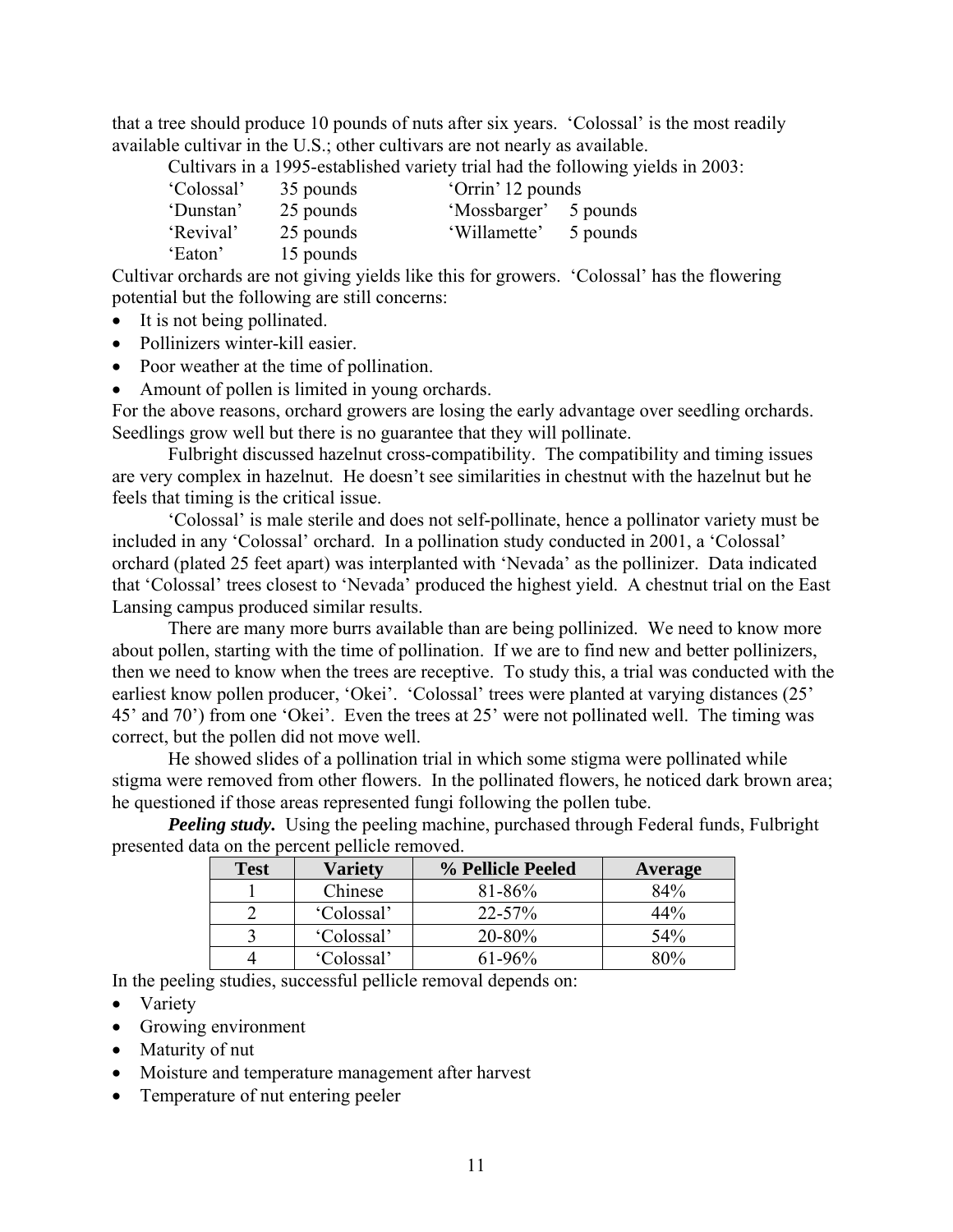that a tree should produce 10 pounds of nuts after six years. 'Colossal' is the most readily available cultivar in the U.S.; other cultivars are not nearly as available.

Cultivars in a 1995-established variety trial had the following yields in 2003:

| | | | |
|---|---|---|---|
| 'Colossal' | 35 pounds | 'Orrin' | 12 pounds |
| 'Dunstan' | 25 pounds | 'Mossbarger' | 5 pounds |
| 'Revival' | 25 pounds | 'Willamette' | 5 pounds |
| 'Eaton' | 15 pounds | | |

Cultivar orchards are not giving yields like this for growers. 'Colossal' has the flowering potential but the following are still concerns:

- It is not being pollinated.
- Pollinizers winter-kill easier.
- Poor weather at the time of pollination.
- Amount of pollen is limited in young orchards.

For the above reasons, orchard growers are losing the early advantage over seedling orchards. Seedlings grow well but there is no guarantee that they will pollinate.

Fulbright discussed hazelnut cross-compatibility. The compatibility and timing issues are very complex in hazelnut. He doesn't see similarities in chestnut with the hazelnut but he feels that timing is the critical issue.

'Colossal' is male sterile and does not self-pollinate, hence a pollinator variety must be included in any 'Colossal' orchard. In a pollination study conducted in 2001, a 'Colossal' orchard (plated 25 feet apart) was interplanted with 'Nevada' as the pollinizer. Data indicated that 'Colossal' trees closest to 'Nevada' produced the highest yield. A chestnut trial on the East Lansing campus produced similar results.

There are many more burrs available than are being pollinized. We need to know more about pollen, starting with the time of pollination. If we are to find new and better pollinizers, then we need to know when the trees are receptive. To study this, a trial was conducted with the earliest know pollen producer, 'Okei'. 'Colossal' trees were planted at varying distances (25' 45' and 70') from one 'Okei'. Even the trees at 25' were not pollinated well. The timing was correct, but the pollen did not move well.

He showed slides of a pollination trial in which some stigma were pollinated while stigma were removed from other flowers. In the pollinated flowers, he noticed dark brown area; he questioned if those areas represented fungi following the pollen tube.

***Peeling study.*** Using the peeling machine, purchased through Federal funds, Fulbright presented data on the percent pellicle removed.

| Test | Variety | % Pellicle Peeled | Average |
|---|---|---|---|
| 1 | Chinese | 81-86% | 84% |
| 2 | 'Colossal' | 22-57% | 44% |
| 3 | 'Colossal' | 20-80% | 54% |
| 4 | 'Colossal' | 61-96% | 80% |

In the peeling studies, successful pellicle removal depends on:

- Variety
- Growing environment
- Maturity of nut
- Moisture and temperature management after harvest
- Temperature of nut entering peeler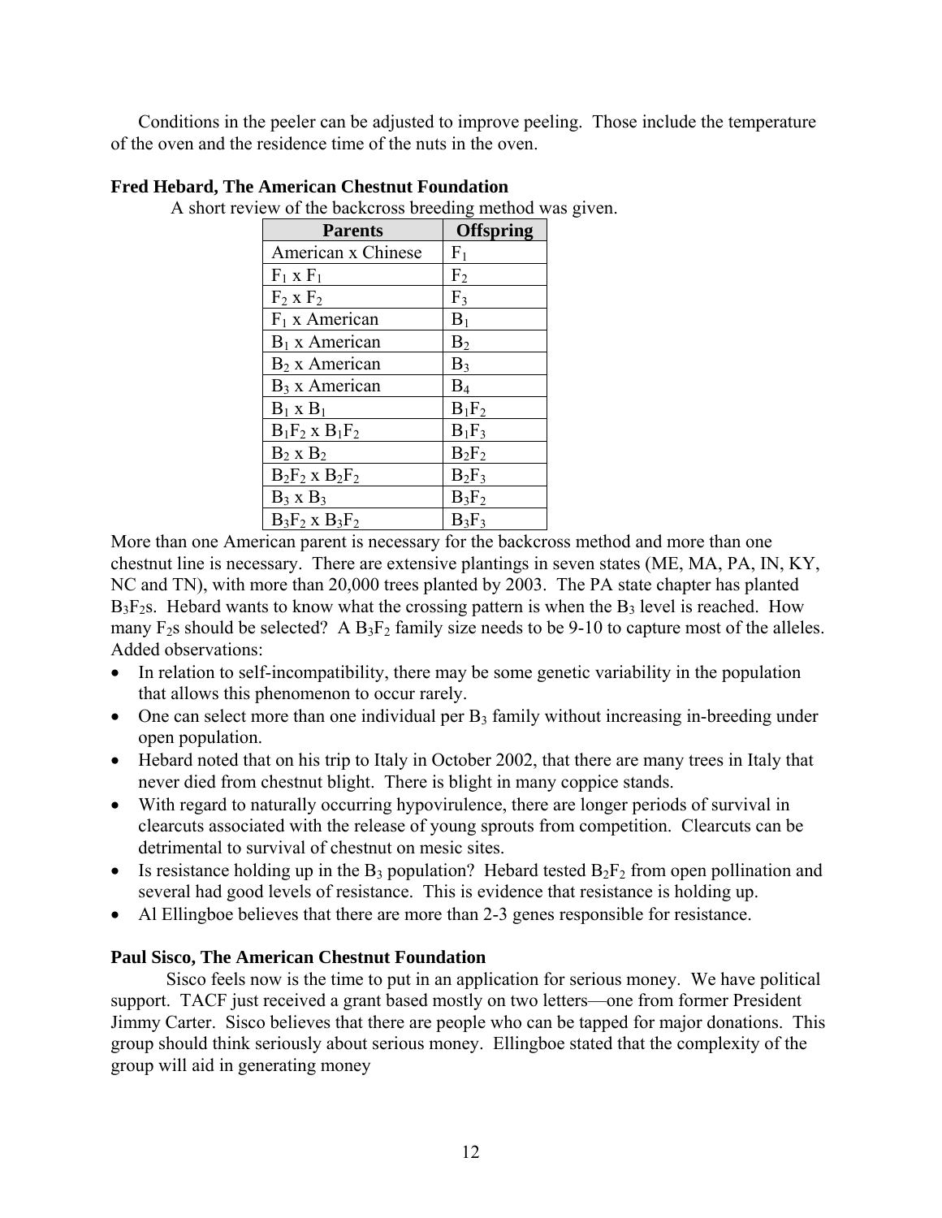Conditions in the peeler can be adjusted to improve peeling. Those include the temperature of the oven and the residence time of the nuts in the oven.

**Fred Hebard, The American Chestnut Foundation**

A short review of the backcross breeding method was given.

| Parents | Offspring |
|---|---|
| American x Chinese | $F_1$ |
| $F_1$ x $F_1$ | $F_2$ |
| $F_2$ x $F_2$ | $F_3$ |
| $F_1$ x American | $B_1$ |
| $B_1$ x American | $B_2$ |
| $B_2$ x American | $B_3$ |
| $B_3$ x American | $B_4$ |
| $B_1$ x $B_1$ | $B_1F_2$ |
| $B_1F_2$ x $B_1F_2$ | $B_1F_3$ |
| $B_2$ x $B_2$ | $B_2F_2$ |
| $B_2F_2$ x $B_2F_2$ | $B_2F_3$ |
| $B_3$ x $B_3$ | $B_3F_2$ |
| $B_3F_2$ x $B_3F_2$ | $B_3F_3$ |

More than one American parent is necessary for the backcross method and more than one chestnut line is necessary. There are extensive plantings in seven states (ME, MA, PA, IN, KY, NC and TN), with more than 20,000 trees planted by 2003. The PA state chapter has planted $B_3F_2$s. Hebard wants to know what the crossing pattern is when the $B_3$ level is reached. How many $F_2$s should be selected? A $B_3F_2$ family size needs to be 9-10 to capture most of the alleles. Added observations:

- In relation to self-incompatibility, there may be some genetic variability in the population that allows this phenomenon to occur rarely.
- One can select more than one individual per $B_3$ family without increasing in-breeding under open population.
- Hebard noted that on his trip to Italy in October 2002, that there are many trees in Italy that never died from chestnut blight. There is blight in many coppice stands.
- With regard to naturally occurring hypovirulence, there are longer periods of survival in clearcuts associated with the release of young sprouts from competition. Clearcuts can be detrimental to survival of chestnut on mesic sites.
- Is resistance holding up in the $B_3$ population? Hebard tested $B_2F_2$ from open pollination and several had good levels of resistance. This is evidence that resistance is holding up.
- Al Ellingboe believes that there are more than 2-3 genes responsible for resistance.

**Paul Sisco, The American Chestnut Foundation**

Sisco feels now is the time to put in an application for serious money. We have political support. TACF just received a grant based mostly on two letters—one from former President Jimmy Carter. Sisco believes that there are people who can be tapped for major donations. This group should think seriously about serious money. Ellingboe stated that the complexity of the group will aid in generating money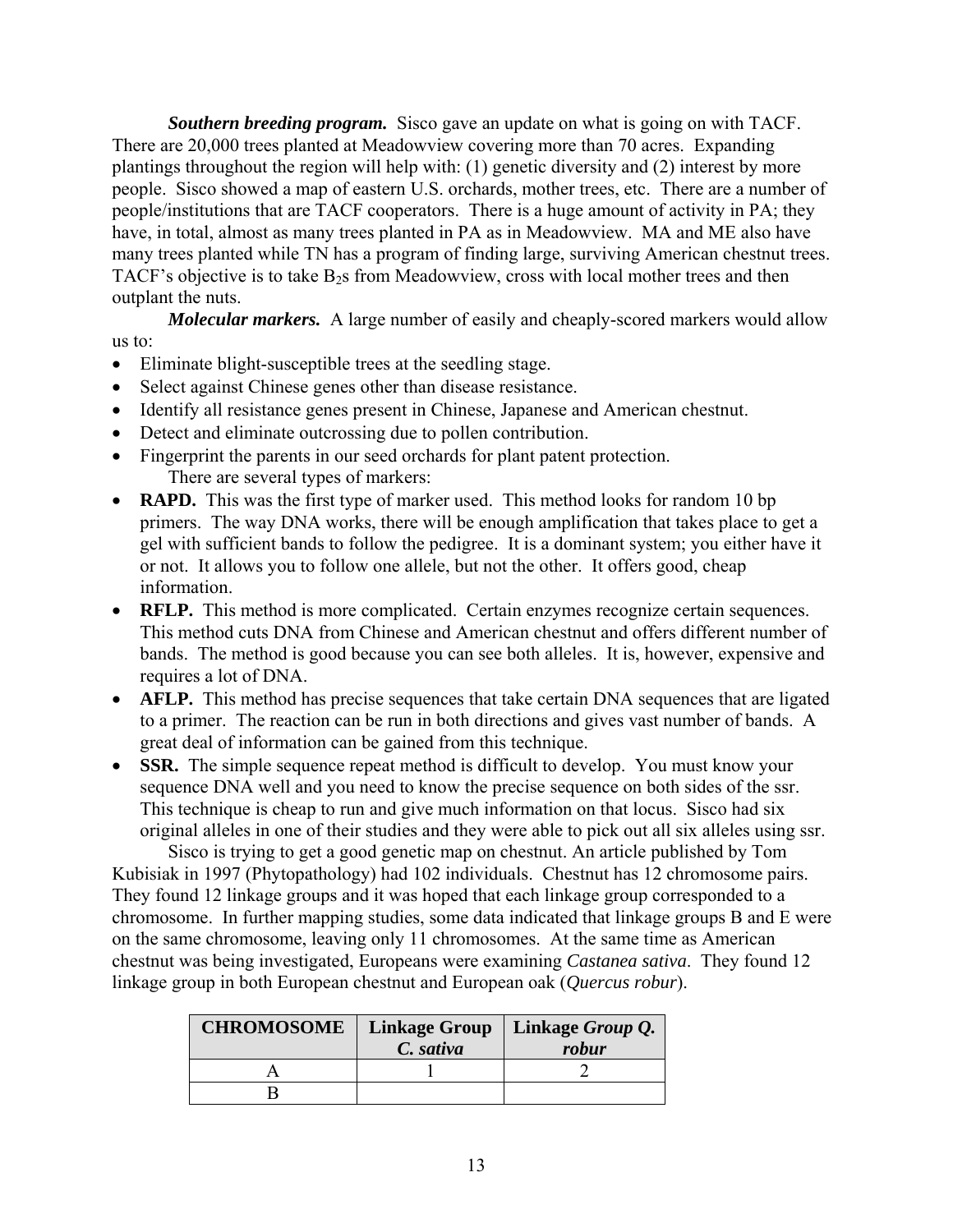***Southern breeding program.*** Sisco gave an update on what is going on with TACF. There are 20,000 trees planted at Meadowview covering more than 70 acres. Expanding plantings throughout the region will help with: (1) genetic diversity and (2) interest by more people. Sisco showed a map of eastern U.S. orchards, mother trees, etc. There are a number of people/institutions that are TACF cooperators. There is a huge amount of activity in PA; they have, in total, almost as many trees planted in PA as in Meadowview. MA and ME also have many trees planted while TN has a program of finding large, surviving American chestnut trees. TACF's objective is to take $B_2$s from Meadowview, cross with local mother trees and then outplant the nuts.

***Molecular markers.*** A large number of easily and cheaply-scored markers would allow us to:

- Eliminate blight-susceptible trees at the seedling stage.
- Select against Chinese genes other than disease resistance.
- Identify all resistance genes present in Chinese, Japanese and American chestnut.
- Detect and eliminate outcrossing due to pollen contribution.
- Fingerprint the parents in our seed orchards for plant patent protection.

There are several types of markers:

- **RAPD.** This was the first type of marker used. This method looks for random 10 bp primers. The way DNA works, there will be enough amplification that takes place to get a gel with sufficient bands to follow the pedigree. It is a dominant system; you either have it or not. It allows you to follow one allele, but not the other. It offers good, cheap information.
- **RFLP.** This method is more complicated. Certain enzymes recognize certain sequences. This method cuts DNA from Chinese and American chestnut and offers different number of bands. The method is good because you can see both alleles. It is, however, expensive and requires a lot of DNA.
- **AFLP.** This method has precise sequences that take certain DNA sequences that are ligated to a primer. The reaction can be run in both directions and gives vast number of bands. A great deal of information can be gained from this technique.
- **SSR.** The simple sequence repeat method is difficult to develop. You must know your sequence DNA well and you need to know the precise sequence on both sides of the ssr. This technique is cheap to run and give much information on that locus. Sisco had six original alleles in one of their studies and they were able to pick out all six alleles using ssr.

Sisco is trying to get a good genetic map on chestnut. An article published by Tom Kubisiak in 1997 (Phytopathology) had 102 individuals. Chestnut has 12 chromosome pairs. They found 12 linkage groups and it was hoped that each linkage group corresponded to a chromosome. In further mapping studies, some data indicated that linkage groups B and E were on the same chromosome, leaving only 11 chromosomes. At the same time as American chestnut was being investigated, Europeans were examining *Castanea sativa*. They found 12 linkage group in both European chestnut and European oak (*Quercus robur*).

| CHROMOSOME | Linkage Group *C. sativa* | Linkage *Group Q. robur* |
|---|---|---|
| A | 1 | 2 |
| B | | |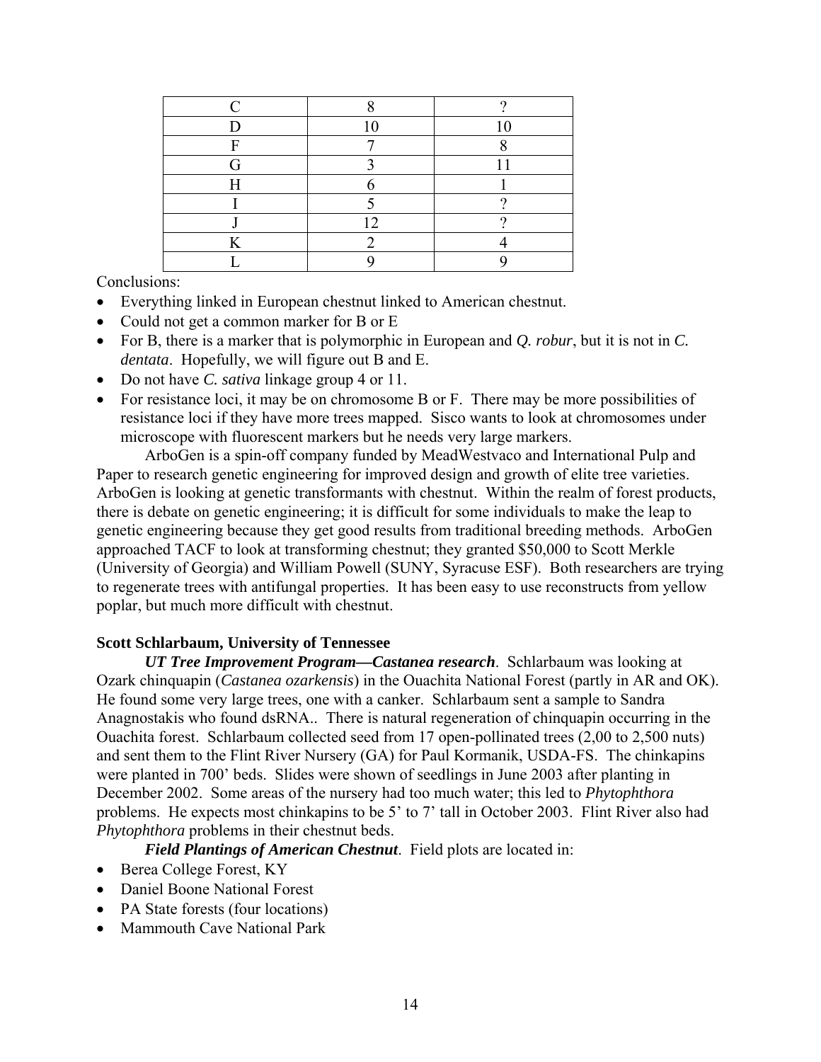| C | 8 | ? |
|---|---|---|
| D | 10 | 10 |
| F | 7 | 8 |
| G | 3 | 11 |
| H | 6 | 1 |
| I | 5 | ? |
| J | 12 | ? |
| K | 2 | 4 |
| L | 9 | 9 |

Conclusions:

- Everything linked in European chestnut linked to American chestnut.
- Could not get a common marker for B or E
- For B, there is a marker that is polymorphic in European and *Q. robur*, but it is not in *C. dentata*. Hopefully, we will figure out B and E.
- Do not have *C. sativa* linkage group 4 or 11.
- For resistance loci, it may be on chromosome B or F. There may be more possibilities of resistance loci if they have more trees mapped. Sisco wants to look at chromosomes under microscope with fluorescent markers but he needs very large markers.

ArboGen is a spin-off company funded by MeadWestvaco and International Pulp and Paper to research genetic engineering for improved design and growth of elite tree varieties. ArboGen is looking at genetic transformants with chestnut. Within the realm of forest products, there is debate on genetic engineering; it is difficult for some individuals to make the leap to genetic engineering because they get good results from traditional breeding methods. ArboGen approached TACF to look at transforming chestnut; they granted $50,000 to Scott Merkle (University of Georgia) and William Powell (SUNY, Syracuse ESF). Both researchers are trying to regenerate trees with antifungal properties. It has been easy to use reconstructs from yellow poplar, but much more difficult with chestnut.

**Scott Schlarbaum, University of Tennessee**

***UT Tree Improvement Program—Castanea research***. Schlarbaum was looking at Ozark chinquapin (*Castanea ozarkensis*) in the Ouachita National Forest (partly in AR and OK). He found some very large trees, one with a canker. Schlarbaum sent a sample to Sandra Anagnostakis who found dsRNA.. There is natural regeneration of chinquapin occurring in the Ouachita forest. Schlarbaum collected seed from 17 open-pollinated trees (2,00 to 2,500 nuts) and sent them to the Flint River Nursery (GA) for Paul Kormanik, USDA-FS. The chinkapins were planted in 700' beds. Slides were shown of seedlings in June 2003 after planting in December 2002. Some areas of the nursery had too much water; this led to *Phytophthora* problems. He expects most chinkapins to be 5' to 7' tall in October 2003. Flint River also had *Phytophthora* problems in their chestnut beds.

***Field Plantings of American Chestnut***. Field plots are located in:

- Berea College Forest, KY
- Daniel Boone National Forest
- PA State forests (four locations)
- Mammouth Cave National Park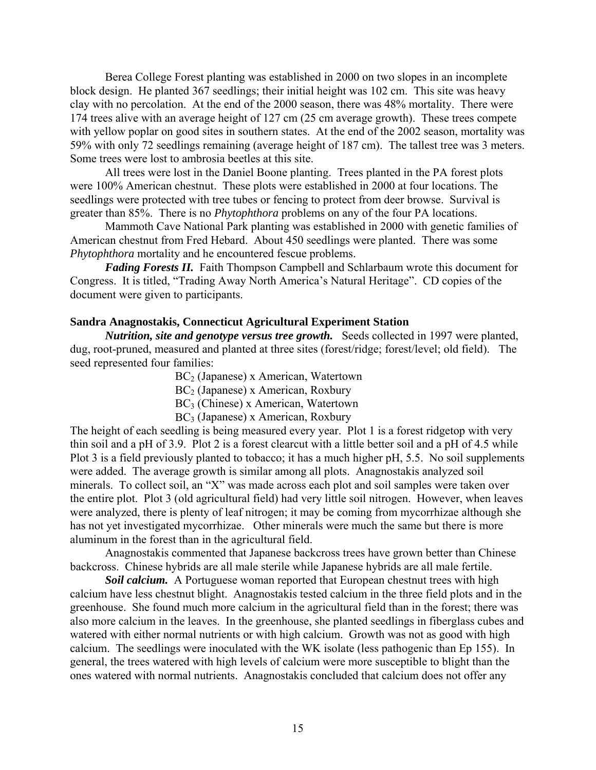Berea College Forest planting was established in 2000 on two slopes in an incomplete block design. He planted 367 seedlings; their initial height was 102 cm. This site was heavy clay with no percolation. At the end of the 2000 season, there was 48% mortality. There were 174 trees alive with an average height of 127 cm (25 cm average growth). These trees compete with yellow poplar on good sites in southern states. At the end of the 2002 season, mortality was 59% with only 72 seedlings remaining (average height of 187 cm). The tallest tree was 3 meters. Some trees were lost to ambrosia beetles at this site.

All trees were lost in the Daniel Boone planting. Trees planted in the PA forest plots were 100% American chestnut. These plots were established in 2000 at four locations. The seedlings were protected with tree tubes or fencing to protect from deer browse. Survival is greater than 85%. There is no *Phytophthora* problems on any of the four PA locations.

Mammoth Cave National Park planting was established in 2000 with genetic families of American chestnut from Fred Hebard. About 450 seedlings were planted. There was some *Phytophthora* mortality and he encountered fescue problems.

***Fading Forests II.*** Faith Thompson Campbell and Schlarbaum wrote this document for Congress. It is titled, "Trading Away North America's Natural Heritage". CD copies of the document were given to participants.

**Sandra Anagnostakis, Connecticut Agricultural Experiment Station**

***Nutrition, site and genotype versus tree growth.*** Seeds collected in 1997 were planted, dug, root-pruned, measured and planted at three sites (forest/ridge; forest/level; old field). The seed represented four families:

$BC_2$ (Japanese) x American, Watertown
$BC_2$ (Japanese) x American, Roxbury
$BC_3$ (Chinese) x American, Watertown
$BC_3$ (Japanese) x American, Roxbury

The height of each seedling is being measured every year. Plot 1 is a forest ridgetop with very thin soil and a pH of 3.9. Plot 2 is a forest clearcut with a little better soil and a pH of 4.5 while Plot 3 is a field previously planted to tobacco; it has a much higher pH, 5.5. No soil supplements were added. The average growth is similar among all plots. Anagnostakis analyzed soil minerals. To collect soil, an "X" was made across each plot and soil samples were taken over the entire plot. Plot 3 (old agricultural field) had very little soil nitrogen. However, when leaves were analyzed, there is plenty of leaf nitrogen; it may be coming from mycorrhizae although she has not yet investigated mycorrhizae. Other minerals were much the same but there is more aluminum in the forest than in the agricultural field.

Anagnostakis commented that Japanese backcross trees have grown better than Chinese backcross. Chinese hybrids are all male sterile while Japanese hybrids are all male fertile.

***Soil calcium.*** A Portuguese woman reported that European chestnut trees with high calcium have less chestnut blight. Anagnostakis tested calcium in the three field plots and in the greenhouse. She found much more calcium in the agricultural field than in the forest; there was also more calcium in the leaves. In the greenhouse, she planted seedlings in fiberglass cubes and watered with either normal nutrients or with high calcium. Growth was not as good with high calcium. The seedlings were inoculated with the WK isolate (less pathogenic than Ep 155). In general, the trees watered with high levels of calcium were more susceptible to blight than the ones watered with normal nutrients. Anagnostakis concluded that calcium does not offer any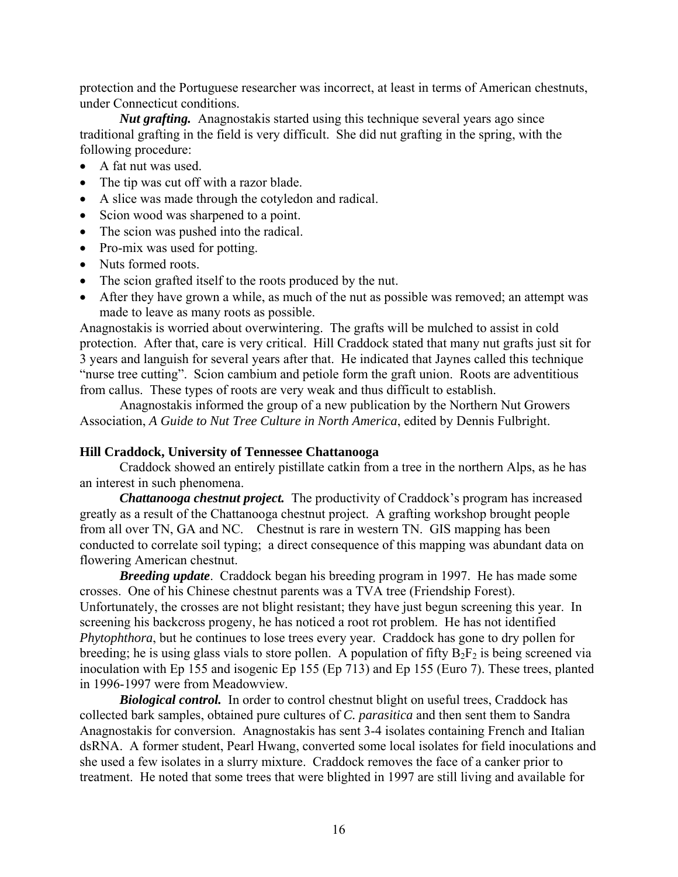protection and the Portuguese researcher was incorrect, at least in terms of American chestnuts, under Connecticut conditions.

***Nut grafting.*** Anagnostakis started using this technique several years ago since traditional grafting in the field is very difficult. She did nut grafting in the spring, with the following procedure:

- A fat nut was used.
- The tip was cut off with a razor blade.
- A slice was made through the cotyledon and radical.
- Scion wood was sharpened to a point.
- The scion was pushed into the radical.
- Pro-mix was used for potting.
- Nuts formed roots.
- The scion grafted itself to the roots produced by the nut.
- After they have grown a while, as much of the nut as possible was removed; an attempt was made to leave as many roots as possible.

Anagnostakis is worried about overwintering. The grafts will be mulched to assist in cold protection. After that, care is very critical. Hill Craddock stated that many nut grafts just sit for 3 years and languish for several years after that. He indicated that Jaynes called this technique "nurse tree cutting". Scion cambium and petiole form the graft union. Roots are adventitious from callus. These types of roots are very weak and thus difficult to establish.

Anagnostakis informed the group of a new publication by the Northern Nut Growers Association, *A Guide to Nut Tree Culture in North America*, edited by Dennis Fulbright.

**Hill Craddock, University of Tennessee Chattanooga**

Craddock showed an entirely pistillate catkin from a tree in the northern Alps, as he has an interest in such phenomena.

***Chattanooga chestnut project.*** The productivity of Craddock's program has increased greatly as a result of the Chattanooga chestnut project. A grafting workshop brought people from all over TN, GA and NC. Chestnut is rare in western TN. GIS mapping has been conducted to correlate soil typing; a direct consequence of this mapping was abundant data on flowering American chestnut.

***Breeding update***. Craddock began his breeding program in 1997. He has made some crosses. One of his Chinese chestnut parents was a TVA tree (Friendship Forest). Unfortunately, the crosses are not blight resistant; they have just begun screening this year. In screening his backcross progeny, he has noticed a root rot problem. He has not identified *Phytophthora*, but he continues to lose trees every year. Craddock has gone to dry pollen for breeding; he is using glass vials to store pollen. A population of fifty $B_2F_2$ is being screened via inoculation with Ep 155 and isogenic Ep 155 (Ep 713) and Ep 155 (Euro 7). These trees, planted in 1996-1997 were from Meadowview.

***Biological control.*** In order to control chestnut blight on useful trees, Craddock has collected bark samples, obtained pure cultures of *C. parasitica* and then sent them to Sandra Anagnostakis for conversion. Anagnostakis has sent 3-4 isolates containing French and Italian dsRNA. A former student, Pearl Hwang, converted some local isolates for field inoculations and she used a few isolates in a slurry mixture. Craddock removes the face of a canker prior to treatment. He noted that some trees that were blighted in 1997 are still living and available for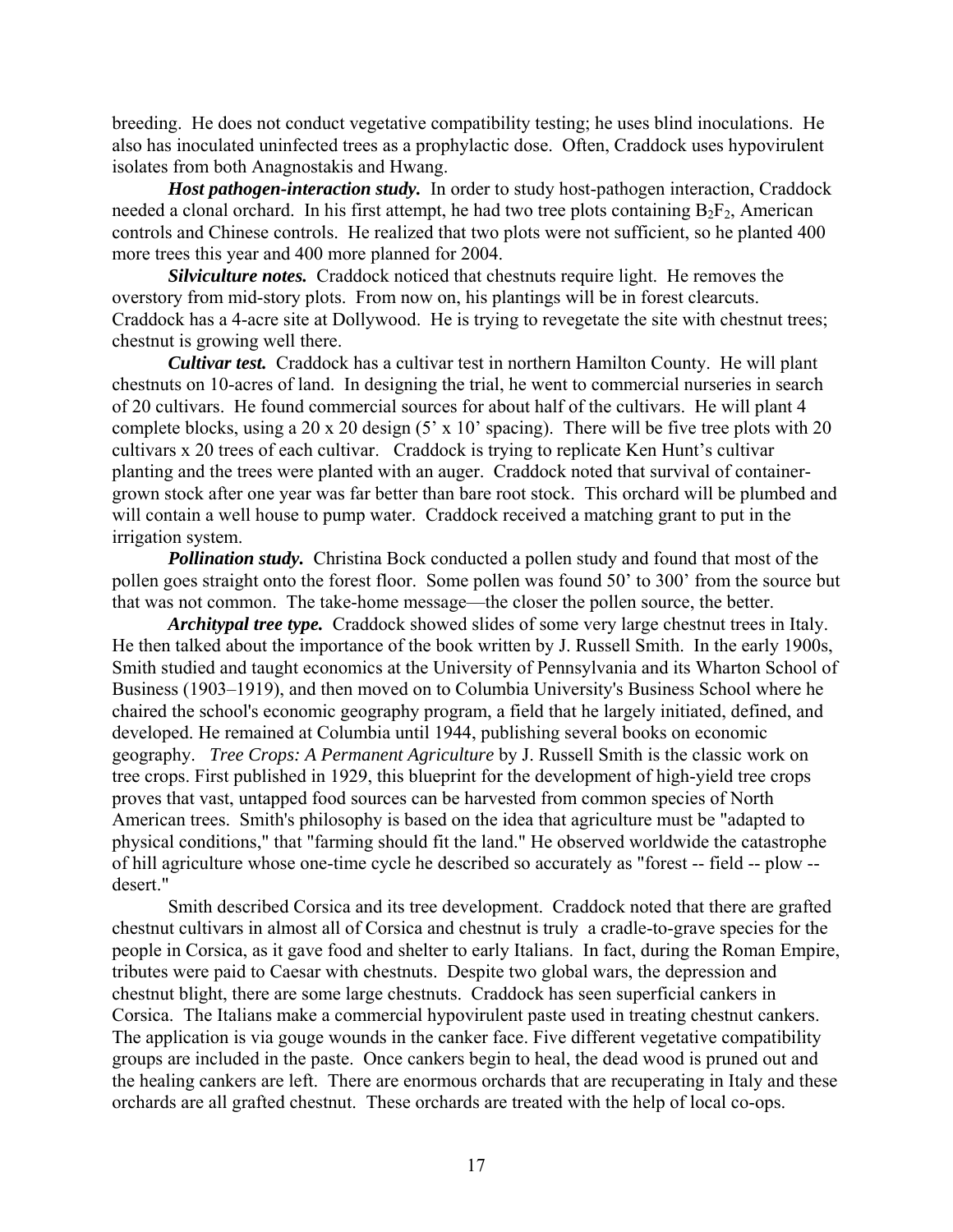breeding. He does not conduct vegetative compatibility testing; he uses blind inoculations. He also has inoculated uninfected trees as a prophylactic dose. Often, Craddock uses hypovirulent isolates from both Anagnostakis and Hwang.

***Host pathogen-interaction study.*** In order to study host-pathogen interaction, Craddock needed a clonal orchard. In his first attempt, he had two tree plots containing $B_2F_2$, American controls and Chinese controls. He realized that two plots were not sufficient, so he planted 400 more trees this year and 400 more planned for 2004.

***Silviculture notes.*** Craddock noticed that chestnuts require light. He removes the overstory from mid-story plots. From now on, his plantings will be in forest clearcuts. Craddock has a 4-acre site at Dollywood. He is trying to revegetate the site with chestnut trees; chestnut is growing well there.

***Cultivar test.*** Craddock has a cultivar test in northern Hamilton County. He will plant chestnuts on 10-acres of land. In designing the trial, he went to commercial nurseries in search of 20 cultivars. He found commercial sources for about half of the cultivars. He will plant 4 complete blocks, using a 20 x 20 design (5' x 10' spacing). There will be five tree plots with 20 cultivars x 20 trees of each cultivar. Craddock is trying to replicate Ken Hunt's cultivar planting and the trees were planted with an auger. Craddock noted that survival of container-grown stock after one year was far better than bare root stock. This orchard will be plumbed and will contain a well house to pump water. Craddock received a matching grant to put in the irrigation system.

***Pollination study.*** Christina Bock conducted a pollen study and found that most of the pollen goes straight onto the forest floor. Some pollen was found 50' to 300' from the source but that was not common. The take-home message—the closer the pollen source, the better.

***Architypal tree type.*** Craddock showed slides of some very large chestnut trees in Italy. He then talked about the importance of the book written by J. Russell Smith. In the early 1900s, Smith studied and taught economics at the University of Pennsylvania and its Wharton School of Business (1903–1919), and then moved on to Columbia University's Business School where he chaired the school's economic geography program, a field that he largely initiated, defined, and developed. He remained at Columbia until 1944, publishing several books on economic geography. *Tree Crops: A Permanent Agriculture* by J. Russell Smith is the classic work on tree crops. First published in 1929, this blueprint for the development of high-yield tree crops proves that vast, untapped food sources can be harvested from common species of North American trees. Smith's philosophy is based on the idea that agriculture must be "adapted to physical conditions," that "farming should fit the land." He observed worldwide the catastrophe of hill agriculture whose one-time cycle he described so accurately as "forest -- field -- plow -- desert."

Smith described Corsica and its tree development. Craddock noted that there are grafted chestnut cultivars in almost all of Corsica and chestnut is truly a cradle-to-grave species for the people in Corsica, as it gave food and shelter to early Italians. In fact, during the Roman Empire, tributes were paid to Caesar with chestnuts. Despite two global wars, the depression and chestnut blight, there are some large chestnuts. Craddock has seen superficial cankers in Corsica. The Italians make a commercial hypovirulent paste used in treating chestnut cankers. The application is via gouge wounds in the canker face. Five different vegetative compatibility groups are included in the paste. Once cankers begin to heal, the dead wood is pruned out and the healing cankers are left. There are enormous orchards that are recuperating in Italy and these orchards are all grafted chestnut. These orchards are treated with the help of local co-ops.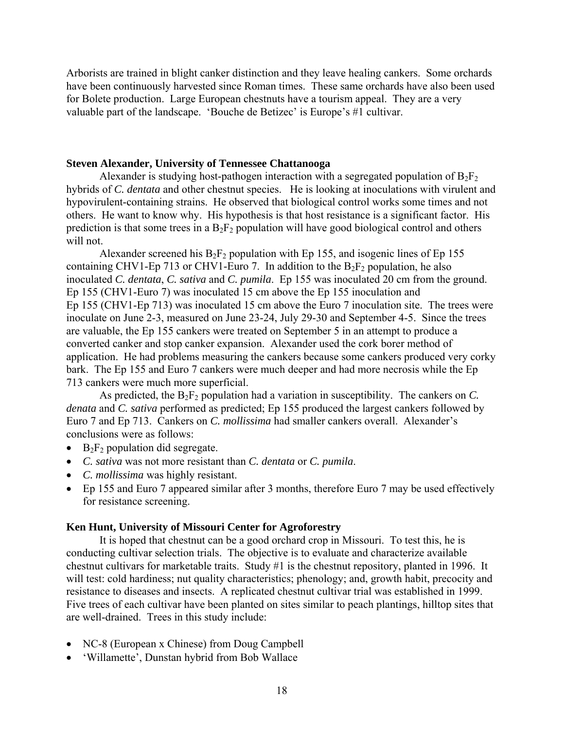Arborists are trained in blight canker distinction and they leave healing cankers. Some orchards have been continuously harvested since Roman times. These same orchards have also been used for Bolete production. Large European chestnuts have a tourism appeal. They are a very valuable part of the landscape. 'Bouche de Betizec' is Europe's #1 cultivar.

**Steven Alexander, University of Tennessee Chattanooga**

Alexander is studying host-pathogen interaction with a segregated population of $B_2F_2$ hybrids of *C. dentata* and other chestnut species. He is looking at inoculations with virulent and hypovirulent-containing strains. He observed that biological control works some times and not others. He want to know why. His hypothesis is that host resistance is a significant factor. His prediction is that some trees in a $B_2F_2$ population will have good biological control and others will not.

Alexander screened his $B_2F_2$ population with Ep 155, and isogenic lines of Ep 155 containing CHV1-Ep 713 or CHV1-Euro 7. In addition to the $B_2F_2$ population, he also inoculated *C. dentata*, *C. sativa* and *C. pumila*. Ep 155 was inoculated 20 cm from the ground. Ep 155 (CHV1-Euro 7) was inoculated 15 cm above the Ep 155 inoculation and Ep 155 (CHV1-Ep 713) was inoculated 15 cm above the Euro 7 inoculation site. The trees were inoculate on June 2-3, measured on June 23-24, July 29-30 and September 4-5. Since the trees are valuable, the Ep 155 cankers were treated on September 5 in an attempt to produce a converted canker and stop canker expansion. Alexander used the cork borer method of application. He had problems measuring the cankers because some cankers produced very corky bark. The Ep 155 and Euro 7 cankers were much deeper and had more necrosis while the Ep 713 cankers were much more superficial.

As predicted, the $B_2F_2$ population had a variation in susceptibility. The cankers on *C. denata* and *C. sativa* performed as predicted; Ep 155 produced the largest cankers followed by Euro 7 and Ep 713. Cankers on *C. mollissima* had smaller cankers overall. Alexander's conclusions were as follows:

- $B_2F_2$ population did segregate.
- *C. sativa* was not more resistant than *C. dentata* or *C. pumila*.
- *C. mollissima* was highly resistant.
- Ep 155 and Euro 7 appeared similar after 3 months, therefore Euro 7 may be used effectively for resistance screening.

**Ken Hunt, University of Missouri Center for Agroforestry**

It is hoped that chestnut can be a good orchard crop in Missouri. To test this, he is conducting cultivar selection trials. The objective is to evaluate and characterize available chestnut cultivars for marketable traits. Study #1 is the chestnut repository, planted in 1996. It will test: cold hardiness; nut quality characteristics; phenology; and, growth habit, precocity and resistance to diseases and insects. A replicated chestnut cultivar trial was established in 1999. Five trees of each cultivar have been planted on sites similar to peach plantings, hilltop sites that are well-drained. Trees in this study include:

- NC-8 (European x Chinese) from Doug Campbell
- 'Willamette', Dunstan hybrid from Bob Wallace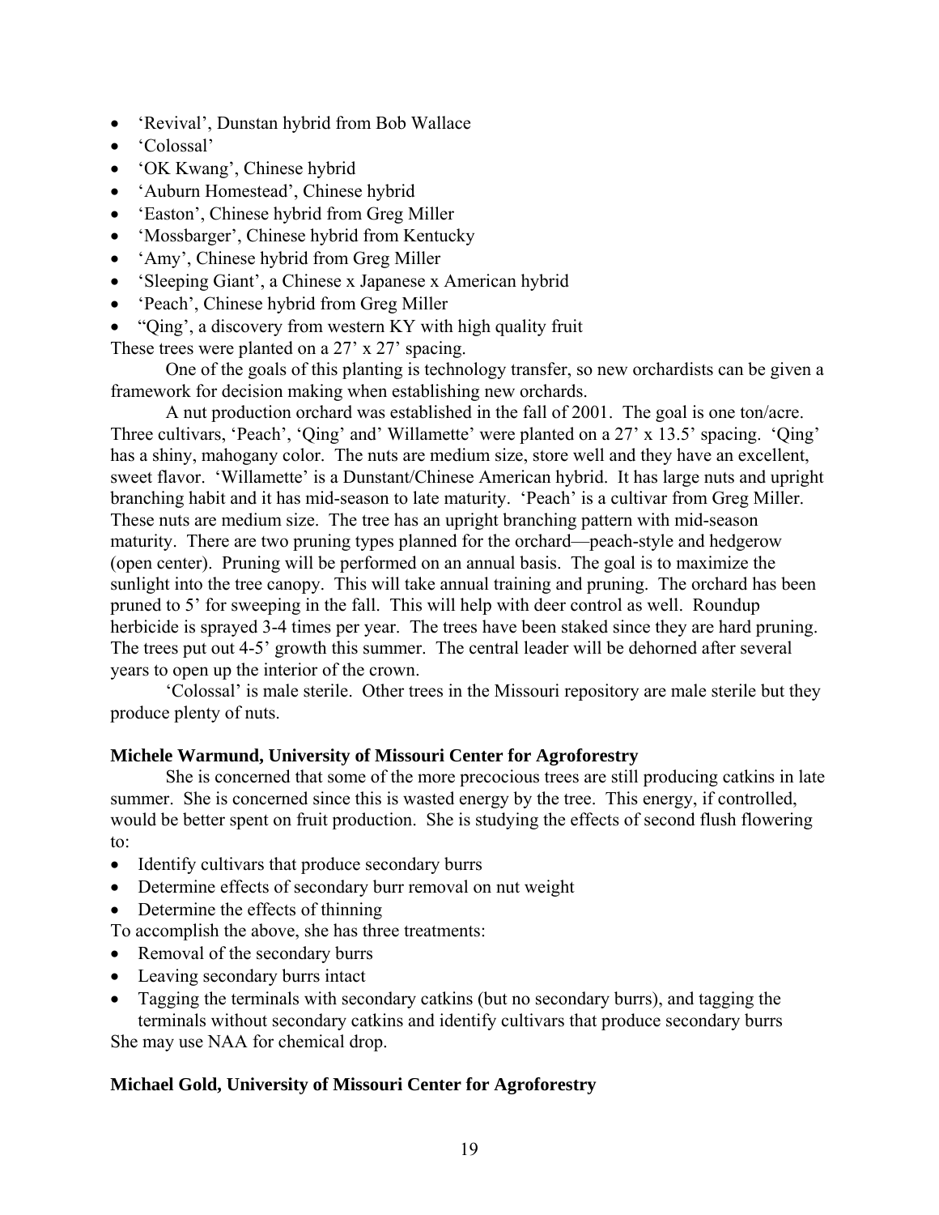- 'Revival', Dunstan hybrid from Bob Wallace
- 'Colossal'
- 'OK Kwang', Chinese hybrid
- 'Auburn Homestead', Chinese hybrid
- 'Easton', Chinese hybrid from Greg Miller
- 'Mossbarger', Chinese hybrid from Kentucky
- 'Amy', Chinese hybrid from Greg Miller
- 'Sleeping Giant', a Chinese x Japanese x American hybrid
- 'Peach', Chinese hybrid from Greg Miller
- "Qing', a discovery from western KY with high quality fruit

These trees were planted on a 27' x 27' spacing.

One of the goals of this planting is technology transfer, so new orchardists can be given a framework for decision making when establishing new orchards.

A nut production orchard was established in the fall of 2001. The goal is one ton/acre. Three cultivars, 'Peach', 'Qing' and' Willamette' were planted on a 27' x 13.5' spacing. 'Qing' has a shiny, mahogany color. The nuts are medium size, store well and they have an excellent, sweet flavor. 'Willamette' is a Dunstant/Chinese American hybrid. It has large nuts and upright branching habit and it has mid-season to late maturity. 'Peach' is a cultivar from Greg Miller. These nuts are medium size. The tree has an upright branching pattern with mid-season maturity. There are two pruning types planned for the orchard—peach-style and hedgerow (open center). Pruning will be performed on an annual basis. The goal is to maximize the sunlight into the tree canopy. This will take annual training and pruning. The orchard has been pruned to 5' for sweeping in the fall. This will help with deer control as well. Roundup herbicide is sprayed 3-4 times per year. The trees have been staked since they are hard pruning. The trees put out 4-5' growth this summer. The central leader will be dehorned after several years to open up the interior of the crown.

'Colossal' is male sterile. Other trees in the Missouri repository are male sterile but they produce plenty of nuts.

**Michele Warmund, University of Missouri Center for Agroforestry**

She is concerned that some of the more precocious trees are still producing catkins in late summer. She is concerned since this is wasted energy by the tree. This energy, if controlled, would be better spent on fruit production. She is studying the effects of second flush flowering to:

- Identify cultivars that produce secondary burrs
- Determine effects of secondary burr removal on nut weight
- Determine the effects of thinning

To accomplish the above, she has three treatments:

- Removal of the secondary burrs
- Leaving secondary burrs intact
- Tagging the terminals with secondary catkins (but no secondary burrs), and tagging the terminals without secondary catkins and identify cultivars that produce secondary burrs

She may use NAA for chemical drop.

**Michael Gold, University of Missouri Center for Agroforestry**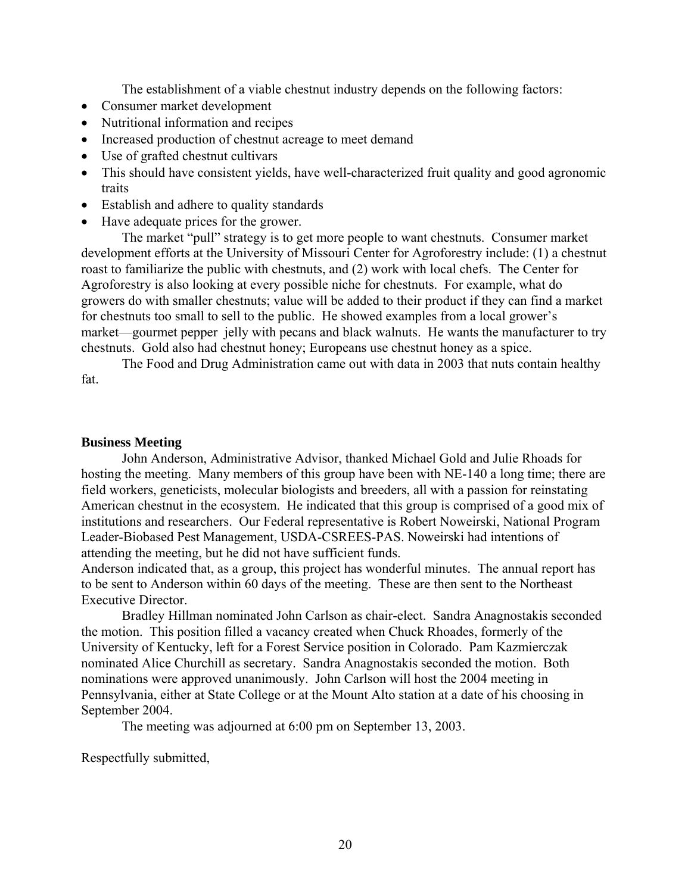The establishment of a viable chestnut industry depends on the following factors:

- Consumer market development
- Nutritional information and recipes
- Increased production of chestnut acreage to meet demand
- Use of grafted chestnut cultivars
- This should have consistent yields, have well-characterized fruit quality and good agronomic traits
- Establish and adhere to quality standards
- Have adequate prices for the grower.

The market "pull" strategy is to get more people to want chestnuts. Consumer market development efforts at the University of Missouri Center for Agroforestry include: (1) a chestnut roast to familiarize the public with chestnuts, and (2) work with local chefs. The Center for Agroforestry is also looking at every possible niche for chestnuts. For example, what do growers do with smaller chestnuts; value will be added to their product if they can find a market for chestnuts too small to sell to the public. He showed examples from a local grower's market—gourmet pepper jelly with pecans and black walnuts. He wants the manufacturer to try chestnuts. Gold also had chestnut honey; Europeans use chestnut honey as a spice.

The Food and Drug Administration came out with data in 2003 that nuts contain healthy fat.

**Business Meeting**

John Anderson, Administrative Advisor, thanked Michael Gold and Julie Rhoads for hosting the meeting. Many members of this group have been with NE-140 a long time; there are field workers, geneticists, molecular biologists and breeders, all with a passion for reinstating American chestnut in the ecosystem. He indicated that this group is comprised of a good mix of institutions and researchers. Our Federal representative is Robert Noweirski, National Program Leader-Biobased Pest Management, USDA-CSREES-PAS. Noweirski had intentions of attending the meeting, but he did not have sufficient funds.

Anderson indicated that, as a group, this project has wonderful minutes. The annual report has to be sent to Anderson within 60 days of the meeting. These are then sent to the Northeast Executive Director.

Bradley Hillman nominated John Carlson as chair-elect. Sandra Anagnostakis seconded the motion. This position filled a vacancy created when Chuck Rhoades, formerly of the University of Kentucky, left for a Forest Service position in Colorado. Pam Kazmierczak nominated Alice Churchill as secretary. Sandra Anagnostakis seconded the motion. Both nominations were approved unanimously. John Carlson will host the 2004 meeting in Pennsylvania, either at State College or at the Mount Alto station at a date of his choosing in September 2004.

The meeting was adjourned at 6:00 pm on September 13, 2003.

Respectfully submitted,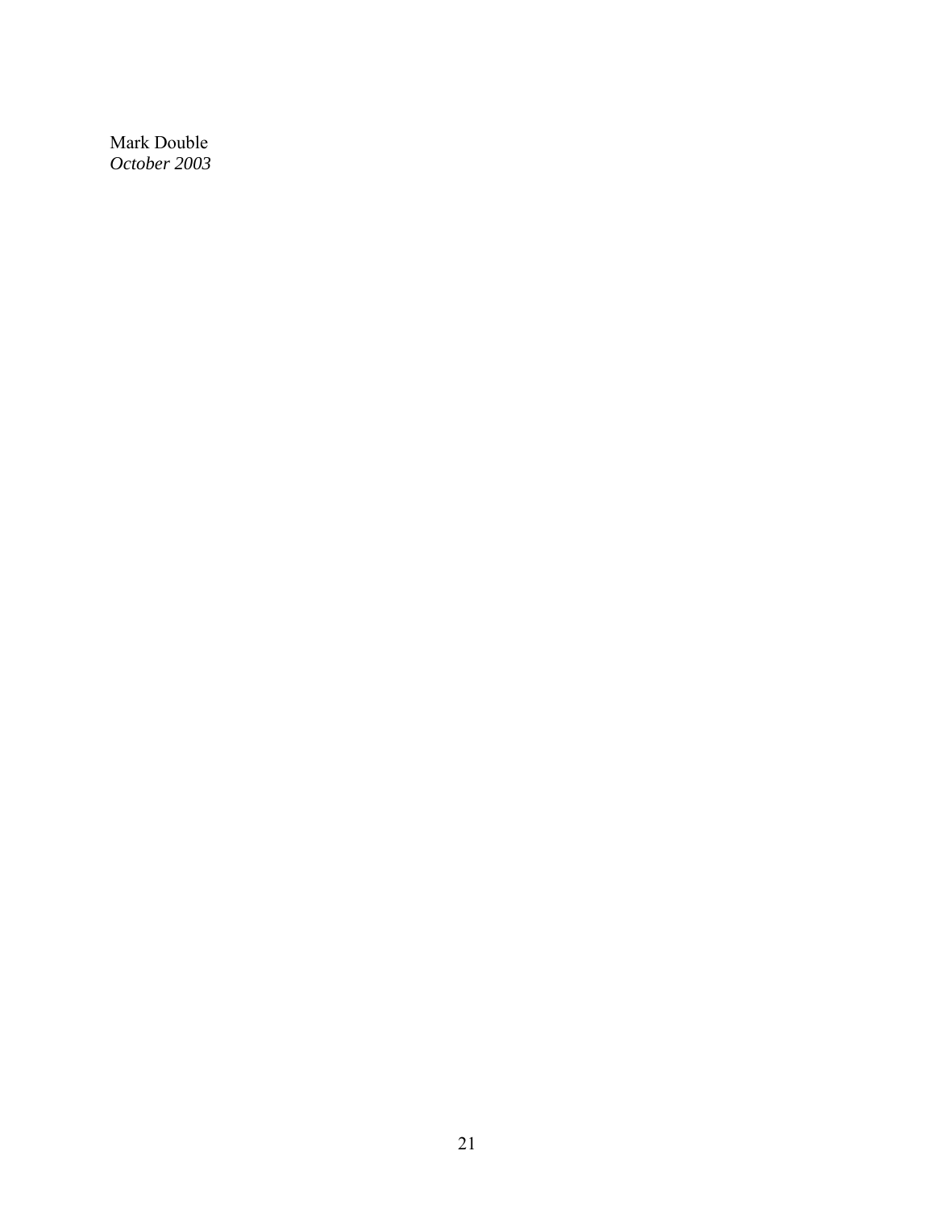Mark Double
*October 2003*